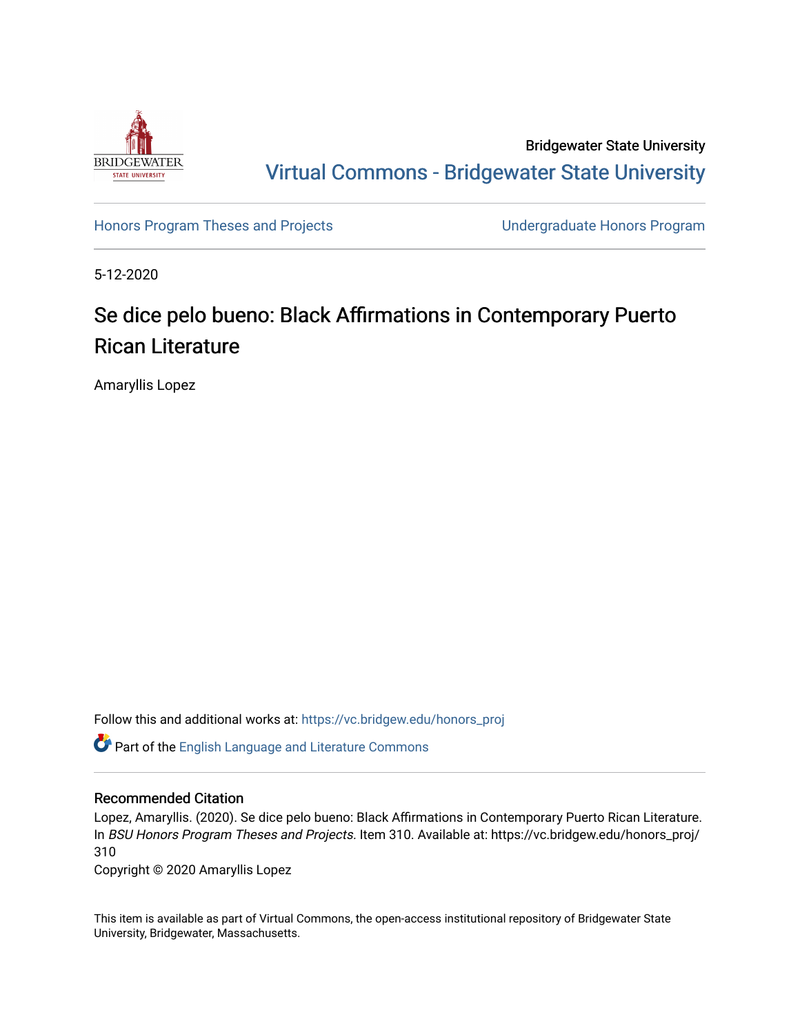Bridgewater State University

Virtual Commons - Bridgewater State University

Honors Program Theses and Projects

Undergraduate Honors Program

5-12-2020

# Se dice pelo bueno: Black Affirmations in Contemporary Puerto Rican Literature

Amaryllis Lopez

Follow this and additional works at: https://vc.bridgew.edu/honors_proj

Part of the English Language and Literature Commons

## Recommended Citation

Lopez, Amaryllis. (2020). Se dice pelo bueno: Black Affirmations in Contemporary Puerto Rican Literature. In *BSU Honors Program Theses and Projects.* Item 310. Available at: https://vc.bridgew.edu/honors_proj/310

Copyright © 2020 Amaryllis Lopez

This item is available as part of Virtual Commons, the open-access institutional repository of Bridgewater State University, Bridgewater, Massachusetts.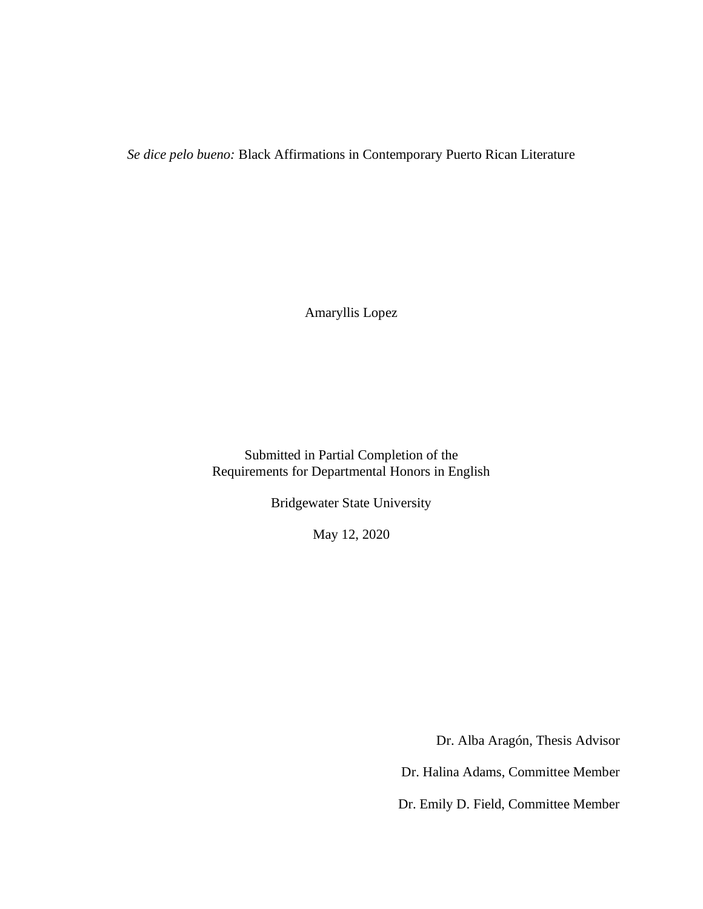*Se dice pelo bueno:* Black Affirmations in Contemporary Puerto Rican Literature

Amaryllis Lopez

Submitted in Partial Completion of the
Requirements for Departmental Honors in English

Bridgewater State University

May 12, 2020

Dr. Alba Aragón, Thesis Advisor

Dr. Halina Adams, Committee Member

Dr. Emily D. Field, Committee Member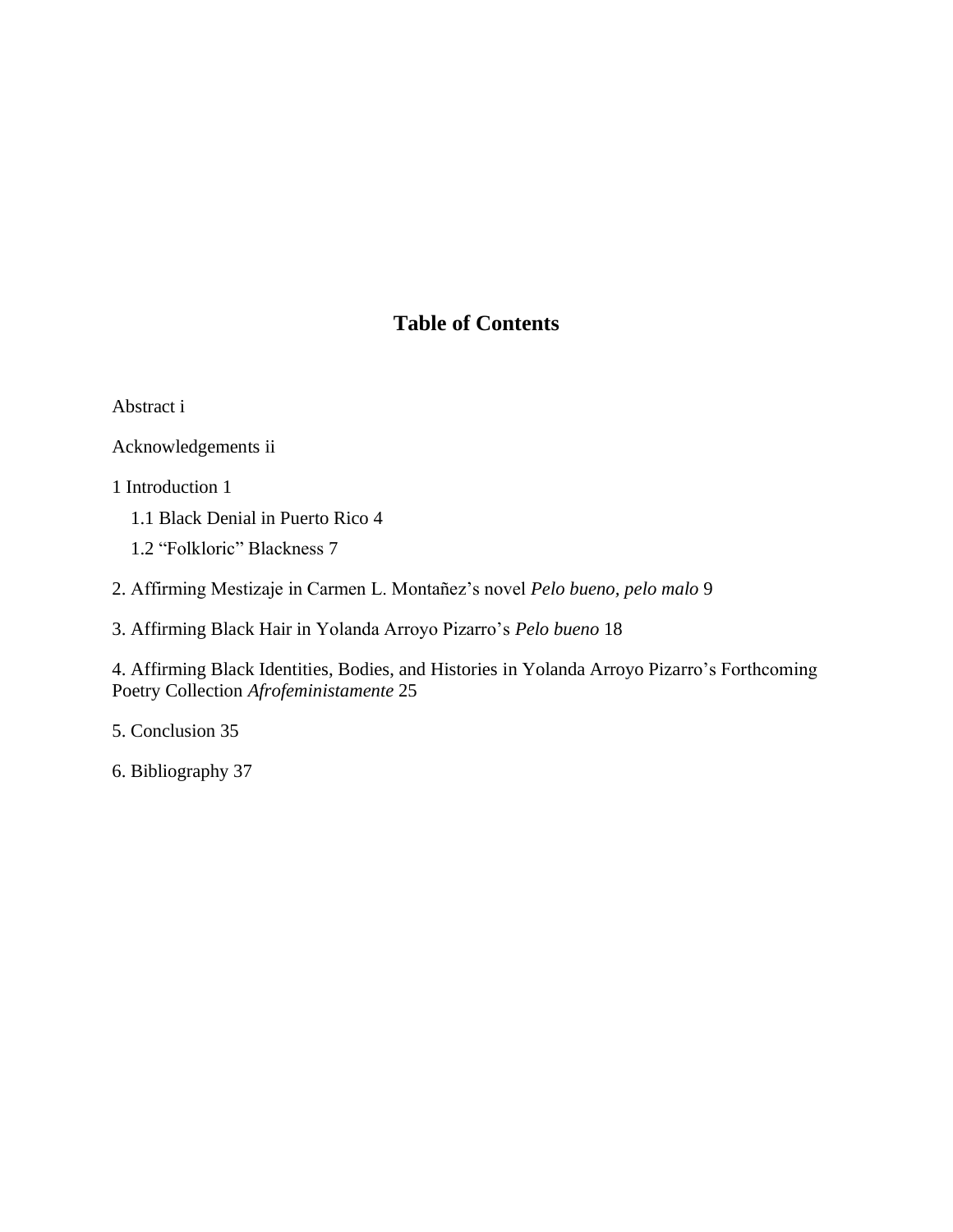# Table of Contents

Abstract i

Acknowledgements ii

1 Introduction 1

  1.1 Black Denial in Puerto Rico 4

  1.2 “Folkloric” Blackness 7

2. Affirming Mestizaje in Carmen L. Montañez’s novel *Pelo bueno, pelo malo* 9

3. Affirming Black Hair in Yolanda Arroyo Pizarro’s *Pelo bueno* 18

4. Affirming Black Identities, Bodies, and Histories in Yolanda Arroyo Pizarro’s Forthcoming Poetry Collection *Afrofeministamente* 25

5. Conclusion 35

6. Bibliography 37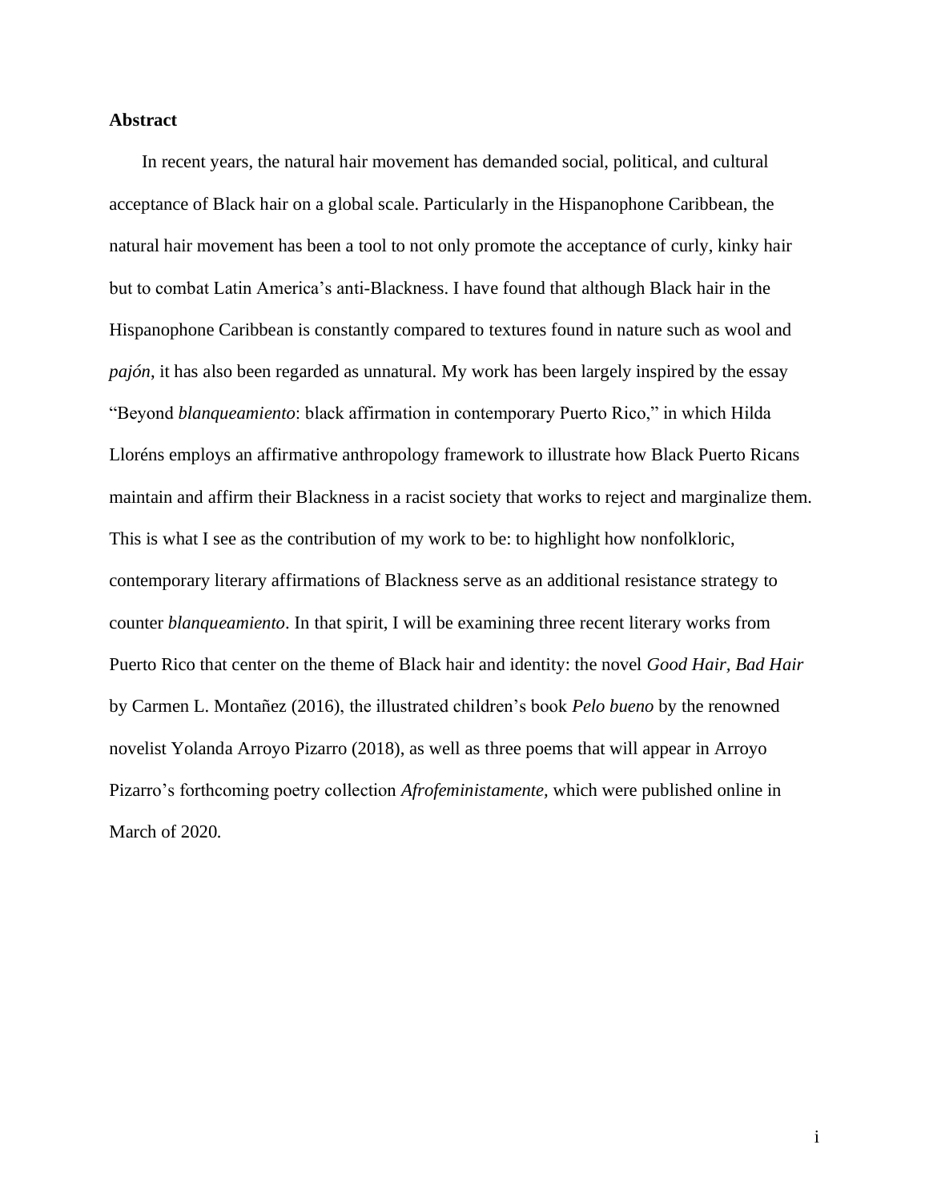## Abstract

In recent years, the natural hair movement has demanded social, political, and cultural acceptance of Black hair on a global scale. Particularly in the Hispanophone Caribbean, the natural hair movement has been a tool to not only promote the acceptance of curly, kinky hair but to combat Latin America's anti-Blackness. I have found that although Black hair in the Hispanophone Caribbean is constantly compared to textures found in nature such as wool and *pajón*, it has also been regarded as unnatural. My work has been largely inspired by the essay "Beyond *blanqueamiento*: black affirmation in contemporary Puerto Rico," in which Hilda Lloréns employs an affirmative anthropology framework to illustrate how Black Puerto Ricans maintain and affirm their Blackness in a racist society that works to reject and marginalize them. This is what I see as the contribution of my work to be: to highlight how nonfolkloric, contemporary literary affirmations of Blackness serve as an additional resistance strategy to counter *blanqueamiento*. In that spirit, I will be examining three recent literary works from Puerto Rico that center on the theme of Black hair and identity: the novel *Good Hair, Bad Hair* by Carmen L. Montañez (2016), the illustrated children's book *Pelo bueno* by the renowned novelist Yolanda Arroyo Pizarro (2018), as well as three poems that will appear in Arroyo Pizarro's forthcoming poetry collection *Afrofeministamente,* which were published online in March of 2020.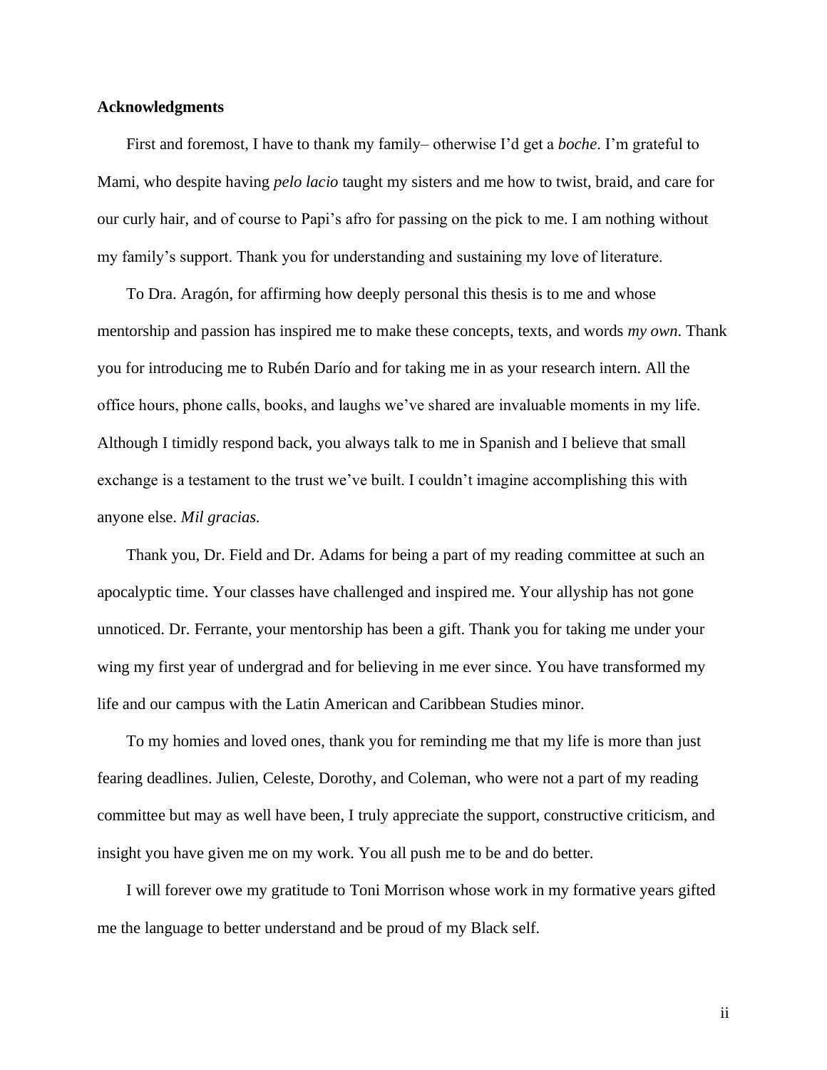**Acknowledgments**

First and foremost, I have to thank my family– otherwise I'd get a *boche*. I'm grateful to Mami, who despite having *pelo lacio* taught my sisters and me how to twist, braid, and care for our curly hair, and of course to Papi's afro for passing on the pick to me. I am nothing without my family's support. Thank you for understanding and sustaining my love of literature.

To Dra. Aragón, for affirming how deeply personal this thesis is to me and whose mentorship and passion has inspired me to make these concepts, texts, and words *my own*. Thank you for introducing me to Rubén Darío and for taking me in as your research intern. All the office hours, phone calls, books, and laughs we've shared are invaluable moments in my life. Although I timidly respond back, you always talk to me in Spanish and I believe that small exchange is a testament to the trust we've built. I couldn't imagine accomplishing this with anyone else. *Mil gracias.*

Thank you, Dr. Field and Dr. Adams for being a part of my reading committee at such an apocalyptic time. Your classes have challenged and inspired me. Your allyship has not gone unnoticed. Dr. Ferrante, your mentorship has been a gift. Thank you for taking me under your wing my first year of undergrad and for believing in me ever since. You have transformed my life and our campus with the Latin American and Caribbean Studies minor.

To my homies and loved ones, thank you for reminding me that my life is more than just fearing deadlines. Julien, Celeste, Dorothy, and Coleman, who were not a part of my reading committee but may as well have been, I truly appreciate the support, constructive criticism, and insight you have given me on my work. You all push me to be and do better.

I will forever owe my gratitude to Toni Morrison whose work in my formative years gifted me the language to better understand and be proud of my Black self.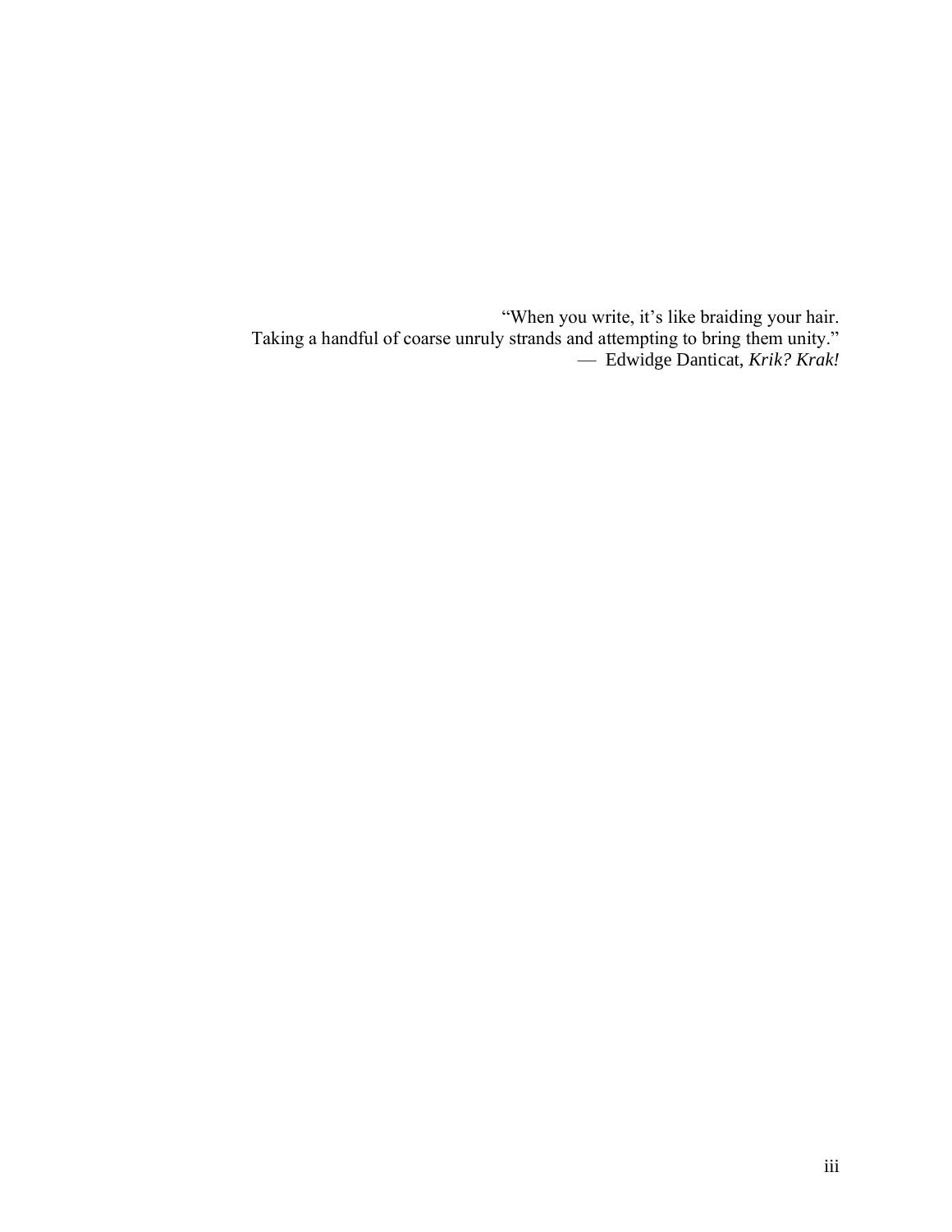"When you write, it's like braiding your hair.
Taking a handful of coarse unruly strands and attempting to bring them unity."
— Edwidge Danticat, *Krik? Krak!*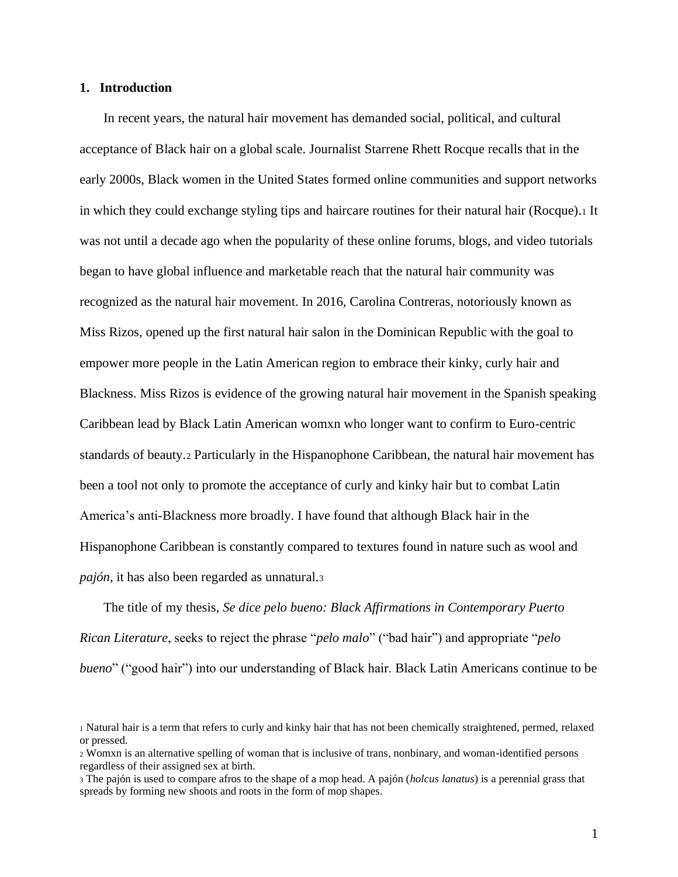## 1. Introduction

In recent years, the natural hair movement has demanded social, political, and cultural acceptance of Black hair on a global scale. Journalist Starrene Rhett Rocque recalls that in the early 2000s, Black women in the United States formed online communities and support networks in which they could exchange styling tips and haircare routines for their natural hair (Rocque).[1] It was not until a decade ago when the popularity of these online forums, blogs, and video tutorials began to have global influence and marketable reach that the natural hair community was recognized as the natural hair movement. In 2016, Carolina Contreras, notoriously known as Miss Rizos, opened up the first natural hair salon in the Dominican Republic with the goal to empower more people in the Latin American region to embrace their kinky, curly hair and Blackness. Miss Rizos is evidence of the growing natural hair movement in the Spanish speaking Caribbean lead by Black Latin American womxn who longer want to confirm to Euro-centric standards of beauty.[2] Particularly in the Hispanophone Caribbean, the natural hair movement has been a tool not only to promote the acceptance of curly and kinky hair but to combat Latin America's anti-Blackness more broadly. I have found that although Black hair in the Hispanophone Caribbean is constantly compared to textures found in nature such as wool and *pajón*, it has also been regarded as unnatural.[3]

The title of my thesis, *Se dice pelo bueno: Black Affirmations in Contemporary Puerto Rican Literature*, seeks to reject the phrase "*pelo malo*" ("bad hair") and appropriate "*pelo bueno*" ("good hair") into our understanding of Black hair. Black Latin Americans continue to be

[1] Natural hair is a term that refers to curly and kinky hair that has not been chemically straightened, permed, relaxed or pressed.

[2] Womxn is an alternative spelling of woman that is inclusive of trans, nonbinary, and woman-identified persons regardless of their assigned sex at birth.

[3] The pajón is used to compare afros to the shape of a mop head. A pajón (*holcus lanatus*) is a perennial grass that spreads by forming new shoots and roots in the form of mop shapes.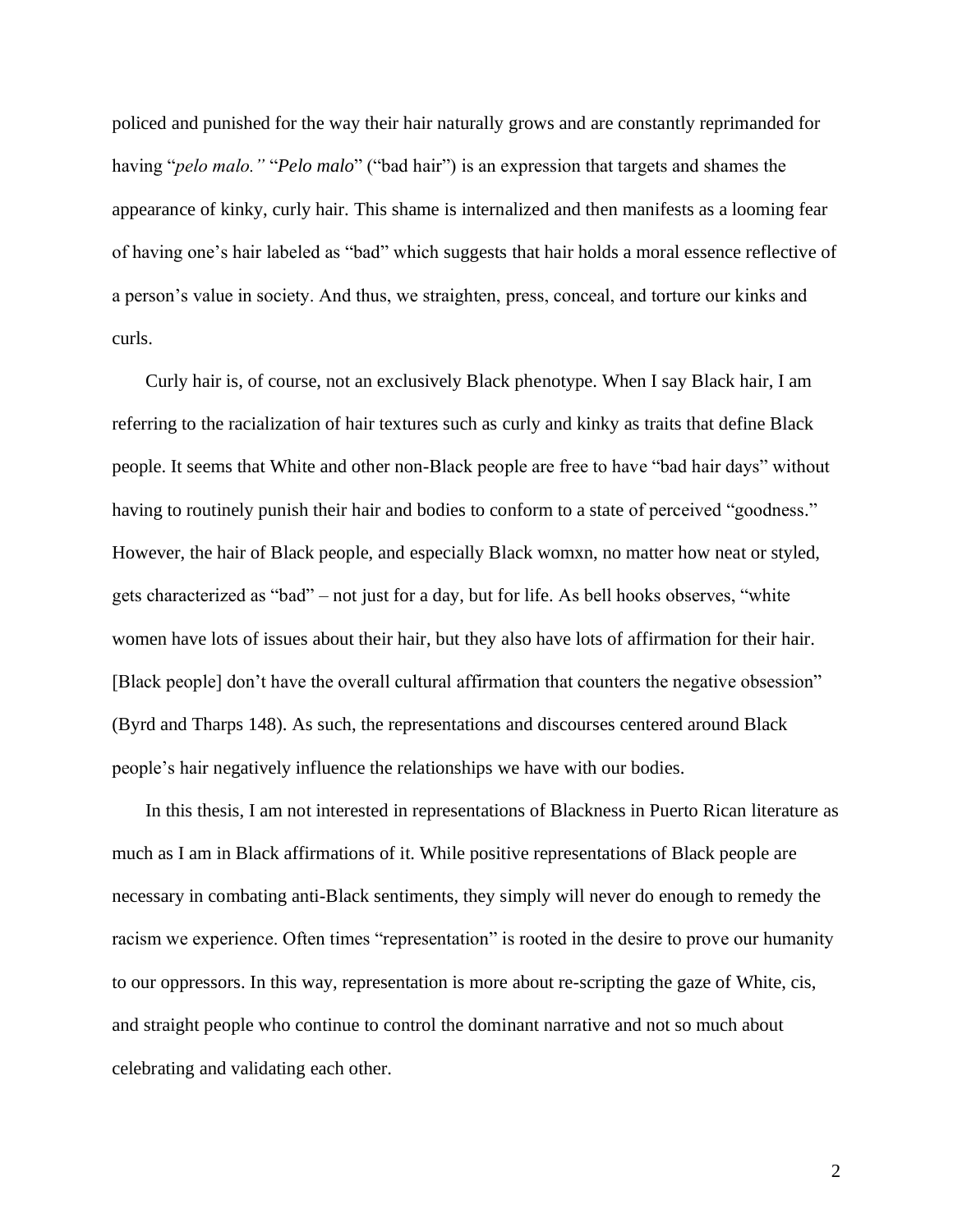policed and punished for the way their hair naturally grows and are constantly reprimanded for having "*pelo malo.*" "*Pelo malo*" ("bad hair") is an expression that targets and shames the appearance of kinky, curly hair. This shame is internalized and then manifests as a looming fear of having one's hair labeled as "bad" which suggests that hair holds a moral essence reflective of a person's value in society. And thus, we straighten, press, conceal, and torture our kinks and curls.

Curly hair is, of course, not an exclusively Black phenotype. When I say Black hair, I am referring to the racialization of hair textures such as curly and kinky as traits that define Black people. It seems that White and other non-Black people are free to have "bad hair days" without having to routinely punish their hair and bodies to conform to a state of perceived "goodness." However, the hair of Black people, and especially Black womxn, no matter how neat or styled, gets characterized as "bad" – not just for a day, but for life. As bell hooks observes, "white women have lots of issues about their hair, but they also have lots of affirmation for their hair. [Black people] don't have the overall cultural affirmation that counters the negative obsession" (Byrd and Tharps 148). As such, the representations and discourses centered around Black people's hair negatively influence the relationships we have with our bodies.

In this thesis, I am not interested in representations of Blackness in Puerto Rican literature as much as I am in Black affirmations of it. While positive representations of Black people are necessary in combating anti-Black sentiments, they simply will never do enough to remedy the racism we experience. Often times "representation" is rooted in the desire to prove our humanity to our oppressors. In this way, representation is more about re-scripting the gaze of White, cis, and straight people who continue to control the dominant narrative and not so much about celebrating and validating each other.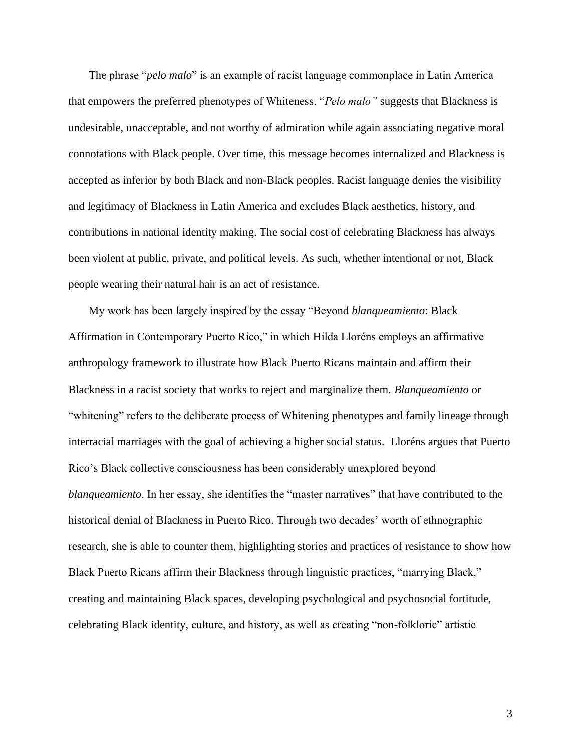The phrase "*pelo malo*" is an example of racist language commonplace in Latin America that empowers the preferred phenotypes of Whiteness. "*Pelo malo"* suggests that Blackness is undesirable, unacceptable, and not worthy of admiration while again associating negative moral connotations with Black people. Over time, this message becomes internalized and Blackness is accepted as inferior by both Black and non-Black peoples. Racist language denies the visibility and legitimacy of Blackness in Latin America and excludes Black aesthetics, history, and contributions in national identity making. The social cost of celebrating Blackness has always been violent at public, private, and political levels. As such, whether intentional or not, Black people wearing their natural hair is an act of resistance.

My work has been largely inspired by the essay "Beyond *blanqueamiento*: Black Affirmation in Contemporary Puerto Rico," in which Hilda Lloréns employs an affirmative anthropology framework to illustrate how Black Puerto Ricans maintain and affirm their Blackness in a racist society that works to reject and marginalize them. *Blanqueamiento* or "whitening" refers to the deliberate process of Whitening phenotypes and family lineage through interracial marriages with the goal of achieving a higher social status. Lloréns argues that Puerto Rico's Black collective consciousness has been considerably unexplored beyond *blanqueamiento*. In her essay, she identifies the "master narratives" that have contributed to the historical denial of Blackness in Puerto Rico. Through two decades' worth of ethnographic research, she is able to counter them, highlighting stories and practices of resistance to show how Black Puerto Ricans affirm their Blackness through linguistic practices, "marrying Black," creating and maintaining Black spaces, developing psychological and psychosocial fortitude, celebrating Black identity, culture, and history, as well as creating "non-folkloric" artistic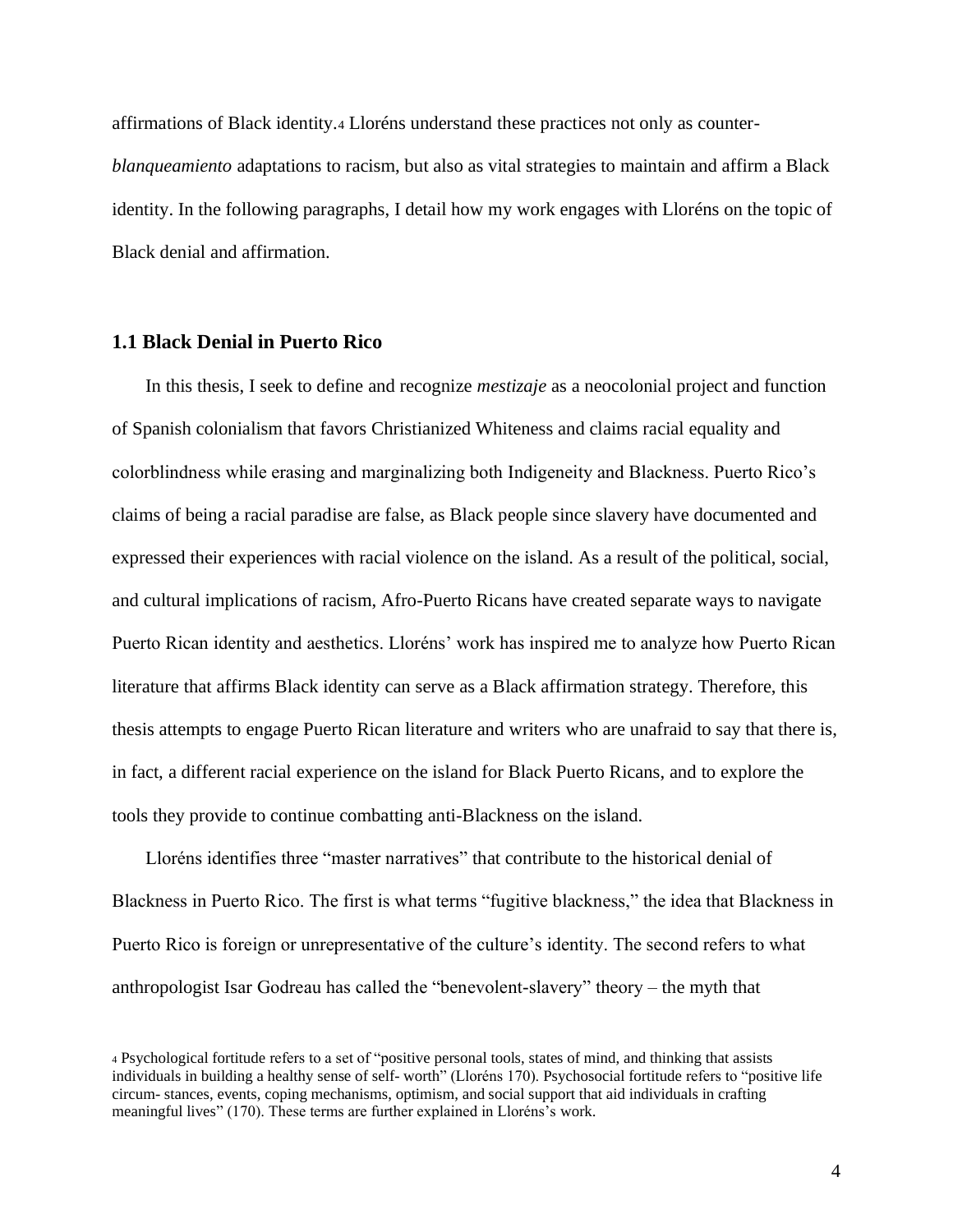affirmations of Black identity.[4] Lloréns understand these practices not only as counter-*blanqueamiento* adaptations to racism, but also as vital strategies to maintain and affirm a Black identity. In the following paragraphs, I detail how my work engages with Lloréns on the topic of Black denial and affirmation.

### 1.1 Black Denial in Puerto Rico

In this thesis, I seek to define and recognize *mestizaje* as a neocolonial project and function of Spanish colonialism that favors Christianized Whiteness and claims racial equality and colorblindness while erasing and marginalizing both Indigeneity and Blackness. Puerto Rico's claims of being a racial paradise are false, as Black people since slavery have documented and expressed their experiences with racial violence on the island. As a result of the political, social, and cultural implications of racism, Afro-Puerto Ricans have created separate ways to navigate Puerto Rican identity and aesthetics. Lloréns' work has inspired me to analyze how Puerto Rican literature that affirms Black identity can serve as a Black affirmation strategy. Therefore, this thesis attempts to engage Puerto Rican literature and writers who are unafraid to say that there is, in fact, a different racial experience on the island for Black Puerto Ricans, and to explore the tools they provide to continue combatting anti-Blackness on the island.

Lloréns identifies three "master narratives" that contribute to the historical denial of Blackness in Puerto Rico. The first is what terms "fugitive blackness," the idea that Blackness in Puerto Rico is foreign or unrepresentative of the culture's identity. The second refers to what anthropologist Isar Godreau has called the "benevolent-slavery" theory – the myth that

[4] Psychological fortitude refers to a set of "positive personal tools, states of mind, and thinking that assists individuals in building a healthy sense of self- worth" (Lloréns 170). Psychosocial fortitude refers to "positive life circum- stances, events, coping mechanisms, optimism, and social support that aid individuals in crafting meaningful lives" (170). These terms are further explained in Lloréns's work.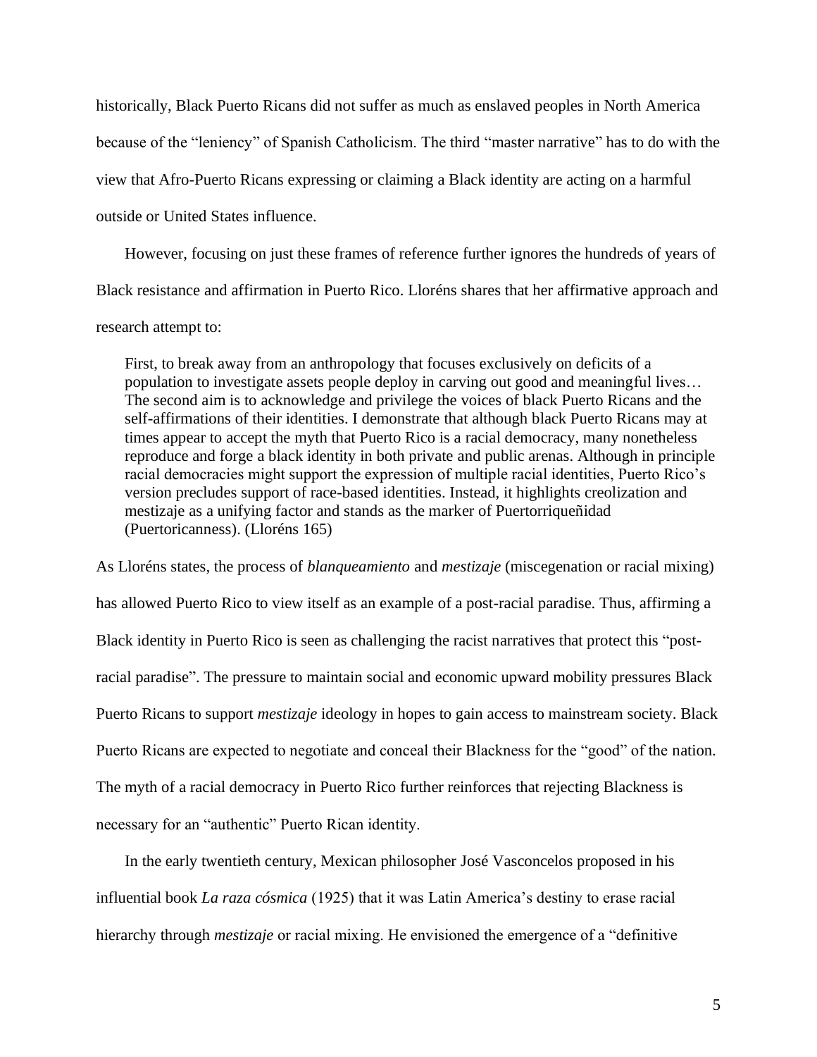historically, Black Puerto Ricans did not suffer as much as enslaved peoples in North America because of the "leniency" of Spanish Catholicism. The third "master narrative" has to do with the view that Afro-Puerto Ricans expressing or claiming a Black identity are acting on a harmful outside or United States influence.

However, focusing on just these frames of reference further ignores the hundreds of years of Black resistance and affirmation in Puerto Rico. Lloréns shares that her affirmative approach and research attempt to:

> First, to break away from an anthropology that focuses exclusively on deficits of a population to investigate assets people deploy in carving out good and meaningful lives… The second aim is to acknowledge and privilege the voices of black Puerto Ricans and the self-affirmations of their identities. I demonstrate that although black Puerto Ricans may at times appear to accept the myth that Puerto Rico is a racial democracy, many nonetheless reproduce and forge a black identity in both private and public arenas. Although in principle racial democracies might support the expression of multiple racial identities, Puerto Rico's version precludes support of race-based identities. Instead, it highlights creolization and mestizaje as a unifying factor and stands as the marker of Puertorriqueñidad (Puertoricanness). (Lloréns 165)

As Lloréns states, the process of *blanqueamiento* and *mestizaje* (miscegenation or racial mixing) has allowed Puerto Rico to view itself as an example of a post-racial paradise. Thus, affirming a Black identity in Puerto Rico is seen as challenging the racist narratives that protect this "post-racial paradise". The pressure to maintain social and economic upward mobility pressures Black Puerto Ricans to support *mestizaje* ideology in hopes to gain access to mainstream society. Black Puerto Ricans are expected to negotiate and conceal their Blackness for the "good" of the nation. The myth of a racial democracy in Puerto Rico further reinforces that rejecting Blackness is necessary for an "authentic" Puerto Rican identity.

In the early twentieth century, Mexican philosopher José Vasconcelos proposed in his influential book *La raza cósmica* (1925) that it was Latin America's destiny to erase racial hierarchy through *mestizaje* or racial mixing. He envisioned the emergence of a "definitive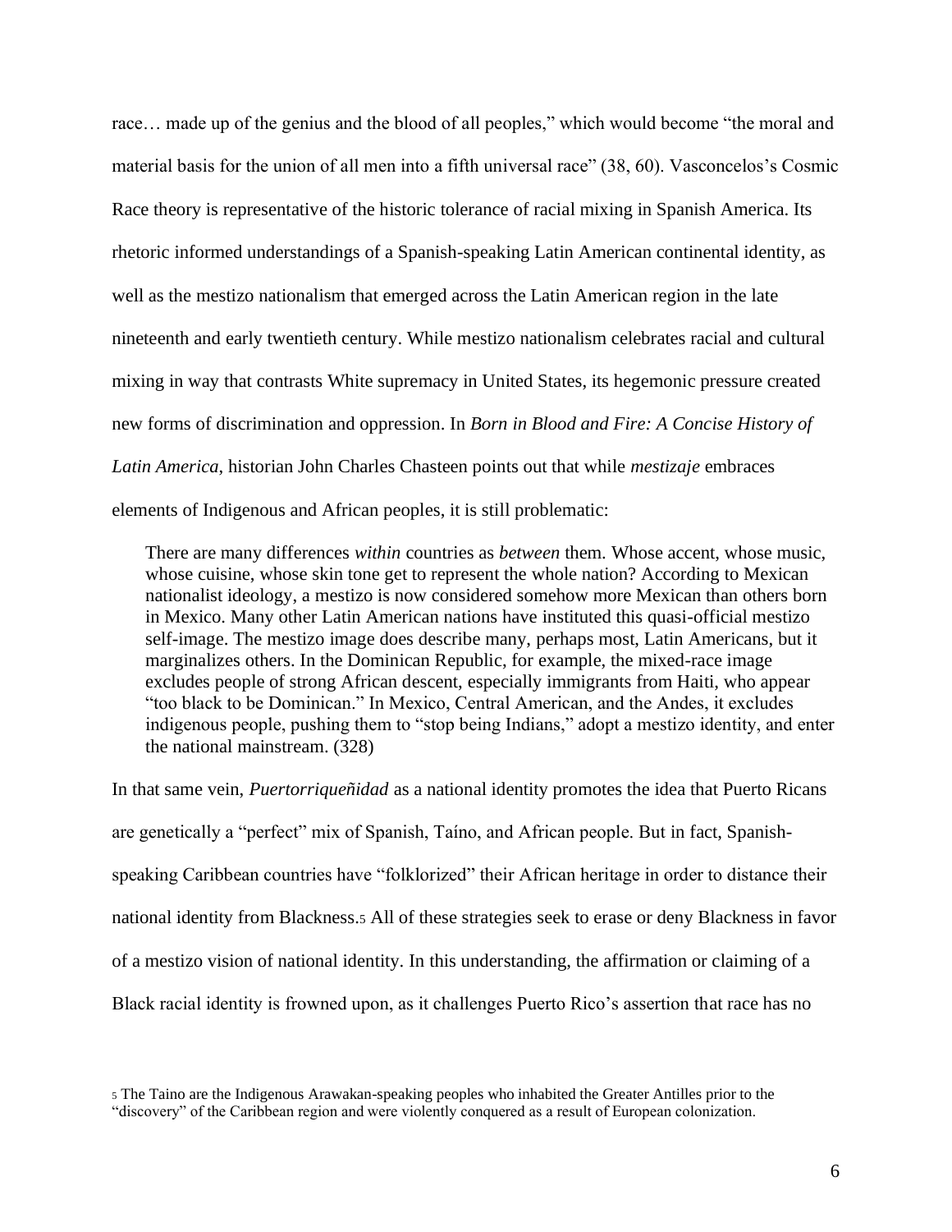race… made up of the genius and the blood of all peoples," which would become "the moral and material basis for the union of all men into a fifth universal race" (38, 60). Vasconcelos's Cosmic Race theory is representative of the historic tolerance of racial mixing in Spanish America. Its rhetoric informed understandings of a Spanish-speaking Latin American continental identity, as well as the mestizo nationalism that emerged across the Latin American region in the late nineteenth and early twentieth century. While mestizo nationalism celebrates racial and cultural mixing in way that contrasts White supremacy in United States, its hegemonic pressure created new forms of discrimination and oppression. In *Born in Blood and Fire: A Concise History of Latin America*, historian John Charles Chasteen points out that while *mestizaje* embraces elements of Indigenous and African peoples, it is still problematic:

> There are many differences *within* countries as *between* them. Whose accent, whose music, whose cuisine, whose skin tone get to represent the whole nation? According to Mexican nationalist ideology, a mestizo is now considered somehow more Mexican than others born in Mexico. Many other Latin American nations have instituted this quasi-official mestizo self-image. The mestizo image does describe many, perhaps most, Latin Americans, but it marginalizes others. In the Dominican Republic, for example, the mixed-race image excludes people of strong African descent, especially immigrants from Haiti, who appear "too black to be Dominican." In Mexico, Central American, and the Andes, it excludes indigenous people, pushing them to "stop being Indians," adopt a mestizo identity, and enter the national mainstream. (328)

In that same vein, *Puertorriqueñidad* as a national identity promotes the idea that Puerto Ricans are genetically a "perfect" mix of Spanish, Taíno, and African people. But in fact, Spanish-speaking Caribbean countries have "folklorized" their African heritage in order to distance their national identity from Blackness.[5] All of these strategies seek to erase or deny Blackness in favor of a mestizo vision of national identity. In this understanding, the affirmation or claiming of a Black racial identity is frowned upon, as it challenges Puerto Rico's assertion that race has no

[5] The Taino are the Indigenous Arawakan-speaking peoples who inhabited the Greater Antilles prior to the "discovery" of the Caribbean region and were violently conquered as a result of European colonization.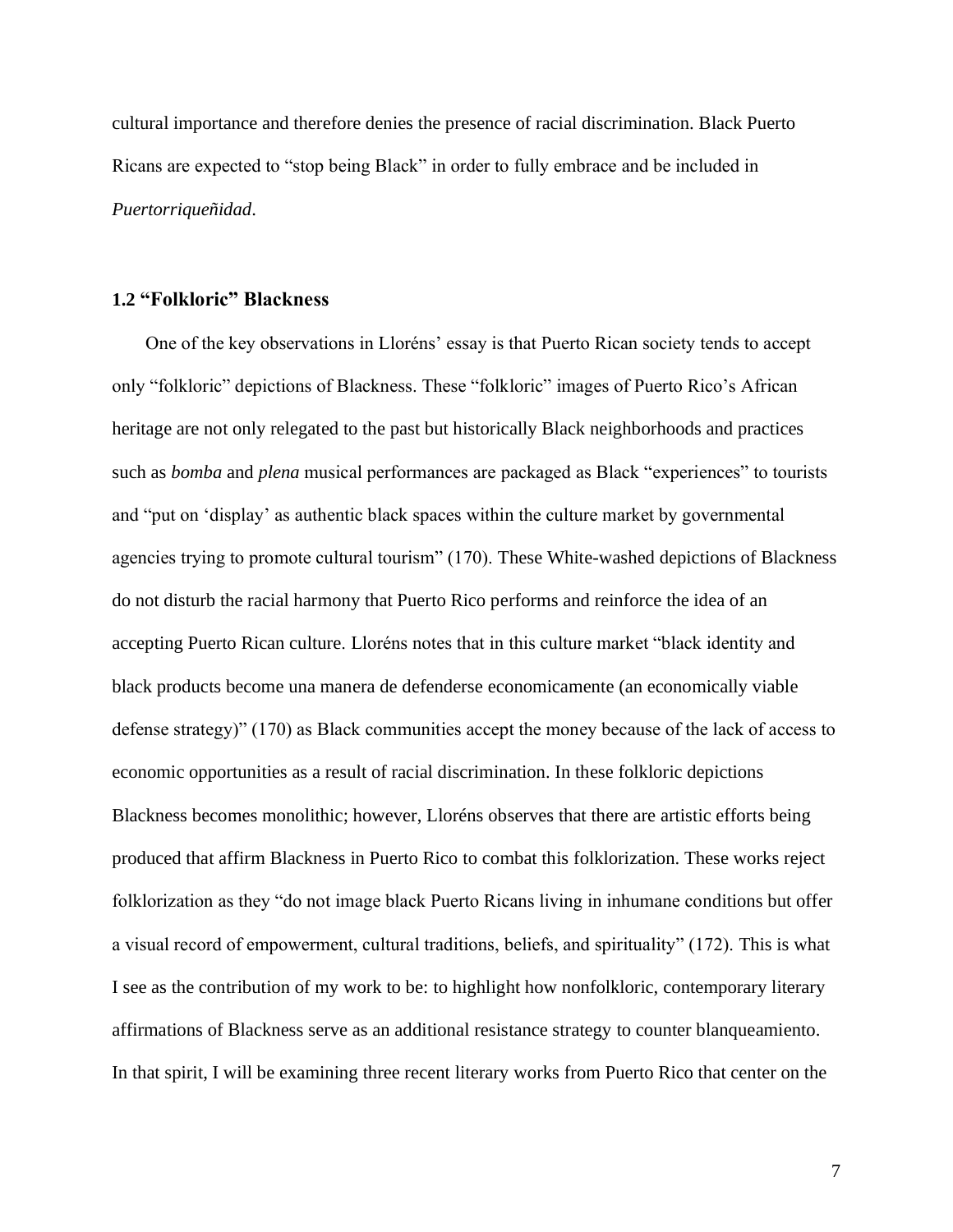cultural importance and therefore denies the presence of racial discrimination. Black Puerto Ricans are expected to "stop being Black" in order to fully embrace and be included in *Puertorriqueñidad*.

### 1.2 "Folkloric" Blackness

One of the key observations in Lloréns' essay is that Puerto Rican society tends to accept only "folkloric" depictions of Blackness. These "folkloric" images of Puerto Rico's African heritage are not only relegated to the past but historically Black neighborhoods and practices such as *bomba* and *plena* musical performances are packaged as Black "experiences" to tourists and "put on 'display' as authentic black spaces within the culture market by governmental agencies trying to promote cultural tourism" (170). These White-washed depictions of Blackness do not disturb the racial harmony that Puerto Rico performs and reinforce the idea of an accepting Puerto Rican culture. Lloréns notes that in this culture market "black identity and black products become una manera de defenderse economicamente (an economically viable defense strategy)" (170) as Black communities accept the money because of the lack of access to economic opportunities as a result of racial discrimination. In these folkloric depictions Blackness becomes monolithic; however, Lloréns observes that there are artistic efforts being produced that affirm Blackness in Puerto Rico to combat this folklorization. These works reject folklorization as they "do not image black Puerto Ricans living in inhumane conditions but offer a visual record of empowerment, cultural traditions, beliefs, and spirituality" (172). This is what I see as the contribution of my work to be: to highlight how nonfolkloric, contemporary literary affirmations of Blackness serve as an additional resistance strategy to counter blanqueamiento. In that spirit, I will be examining three recent literary works from Puerto Rico that center on the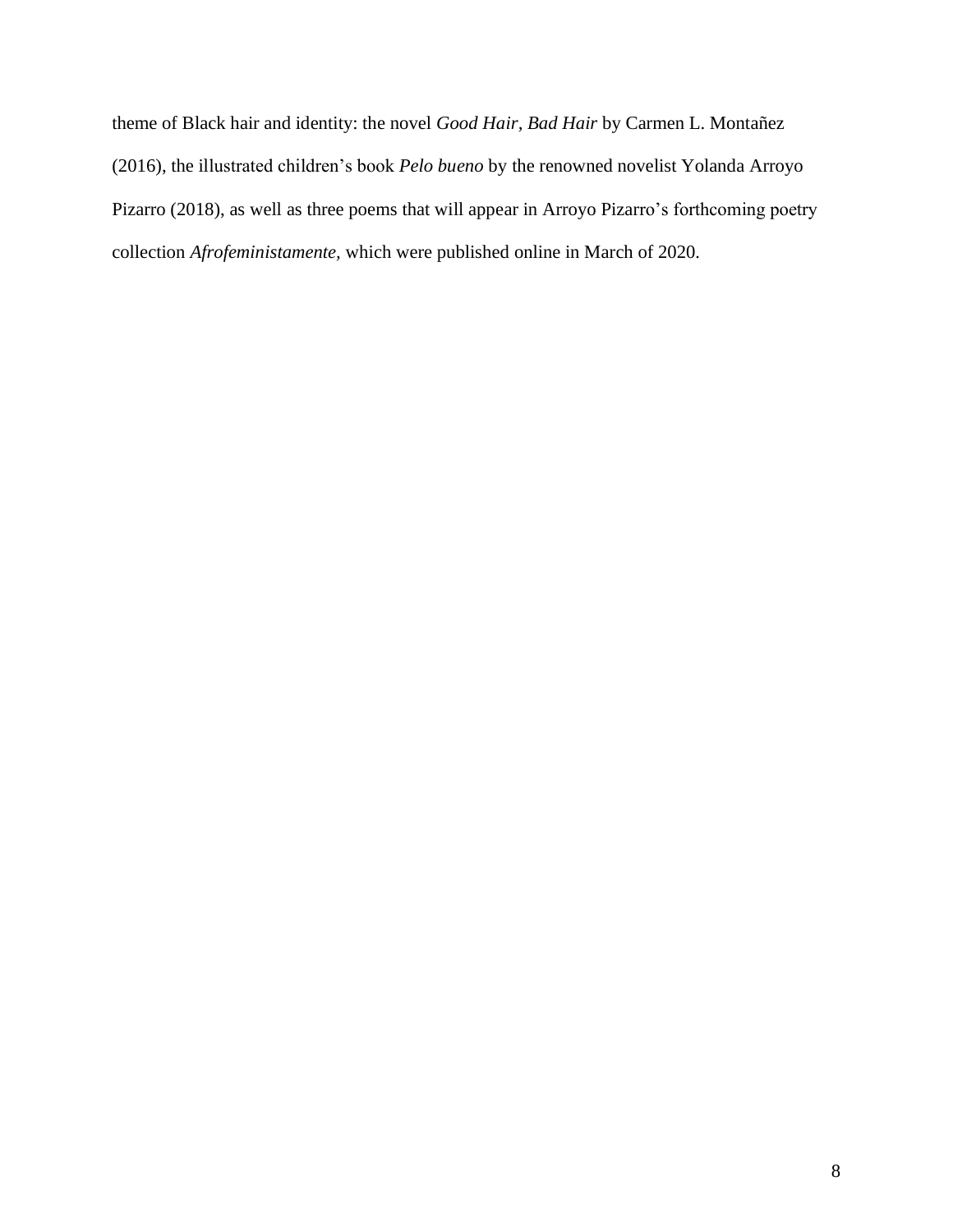theme of Black hair and identity: the novel *Good Hair, Bad Hair* by Carmen L. Montañez (2016), the illustrated children's book *Pelo bueno* by the renowned novelist Yolanda Arroyo Pizarro (2018), as well as three poems that will appear in Arroyo Pizarro's forthcoming poetry collection *Afrofeministamente,* which were published online in March of 2020.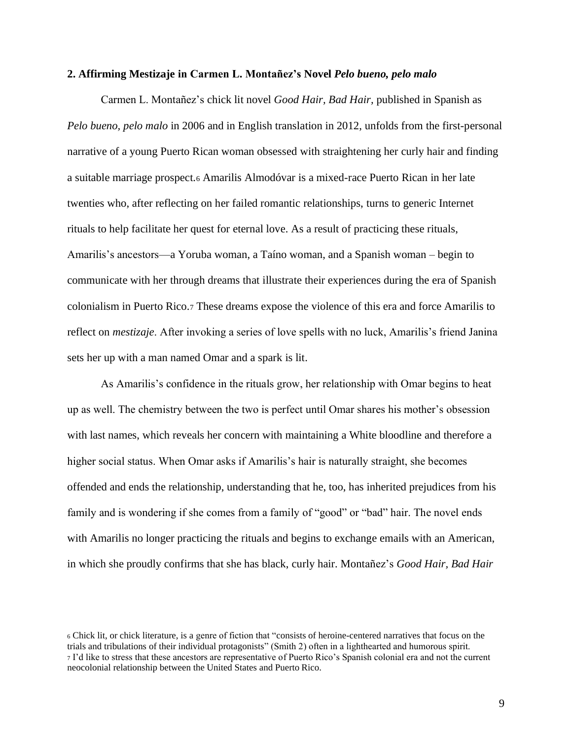## 2. Affirming Mestizaje in Carmen L. Montañez's Novel *Pelo bueno, pelo malo*

Carmen L. Montañez's chick lit novel *Good Hair, Bad Hair,* published in Spanish as *Pelo bueno, pelo malo* in 2006 and in English translation in 2012, unfolds from the first-personal narrative of a young Puerto Rican woman obsessed with straightening her curly hair and finding a suitable marriage prospect.[6] Amarilis Almodóvar is a mixed-race Puerto Rican in her late twenties who, after reflecting on her failed romantic relationships, turns to generic Internet rituals to help facilitate her quest for eternal love. As a result of practicing these rituals, Amarilis's ancestors—a Yoruba woman, a Taíno woman, and a Spanish woman – begin to communicate with her through dreams that illustrate their experiences during the era of Spanish colonialism in Puerto Rico.[7] These dreams expose the violence of this era and force Amarilis to reflect on *mestizaje*. After invoking a series of love spells with no luck, Amarilis's friend Janina sets her up with a man named Omar and a spark is lit.

As Amarilis's confidence in the rituals grow, her relationship with Omar begins to heat up as well. The chemistry between the two is perfect until Omar shares his mother's obsession with last names, which reveals her concern with maintaining a White bloodline and therefore a higher social status. When Omar asks if Amarilis's hair is naturally straight, she becomes offended and ends the relationship, understanding that he, too, has inherited prejudices from his family and is wondering if she comes from a family of "good" or "bad" hair. The novel ends with Amarilis no longer practicing the rituals and begins to exchange emails with an American, in which she proudly confirms that she has black, curly hair. Montañez's *Good Hair, Bad Hair*

[6] Chick lit, or chick literature, is a genre of fiction that "consists of heroine-centered narratives that focus on the trials and tribulations of their individual protagonists" (Smith 2) often in a lighthearted and humorous spirit.

[7] I'd like to stress that these ancestors are representative of Puerto Rico's Spanish colonial era and not the current neocolonial relationship between the United States and Puerto Rico.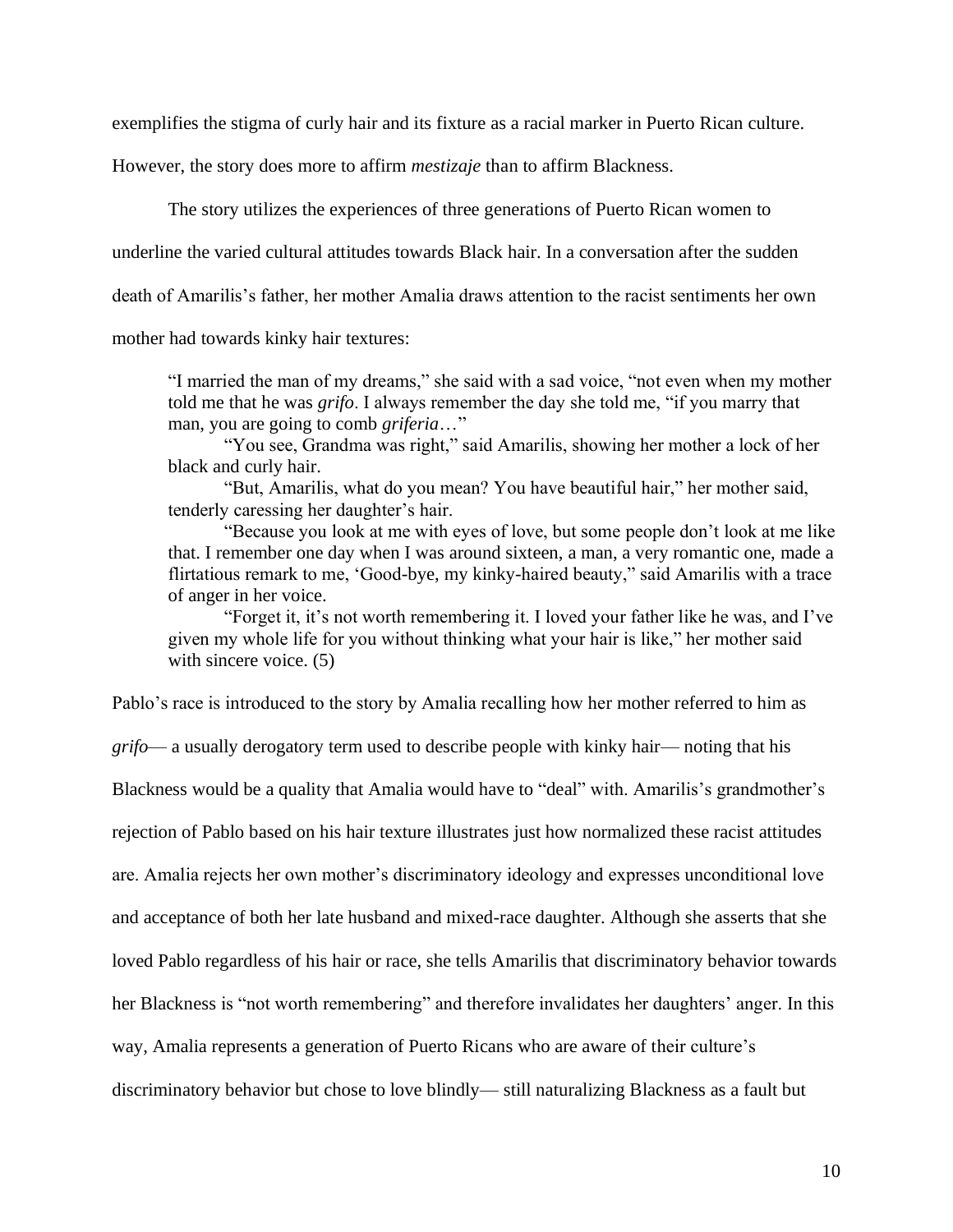exemplifies the stigma of curly hair and its fixture as a racial marker in Puerto Rican culture. However, the story does more to affirm *mestizaje* than to affirm Blackness.

The story utilizes the experiences of three generations of Puerto Rican women to underline the varied cultural attitudes towards Black hair. In a conversation after the sudden death of Amarilis's father, her mother Amalia draws attention to the racist sentiments her own mother had towards kinky hair textures:

> "I married the man of my dreams," she said with a sad voice, "not even when my mother told me that he was *grifo*. I always remember the day she told me, "if you marry that man, you are going to comb *griferia*…"
>
> "You see, Grandma was right," said Amarilis, showing her mother a lock of her black and curly hair.
>
> "But, Amarilis, what do you mean? You have beautiful hair," her mother said, tenderly caressing her daughter's hair.
>
> "Because you look at me with eyes of love, but some people don't look at me like that. I remember one day when I was around sixteen, a man, a very romantic one, made a flirtatious remark to me, 'Good-bye, my kinky-haired beauty," said Amarilis with a trace of anger in her voice.
>
> "Forget it, it's not worth remembering it. I loved your father like he was, and I've given my whole life for you without thinking what your hair is like," her mother said with sincere voice. (5)

Pablo's race is introduced to the story by Amalia recalling how her mother referred to him as *grifo*— a usually derogatory term used to describe people with kinky hair— noting that his Blackness would be a quality that Amalia would have to "deal" with. Amarilis's grandmother's rejection of Pablo based on his hair texture illustrates just how normalized these racist attitudes are. Amalia rejects her own mother's discriminatory ideology and expresses unconditional love and acceptance of both her late husband and mixed-race daughter. Although she asserts that she loved Pablo regardless of his hair or race, she tells Amarilis that discriminatory behavior towards her Blackness is "not worth remembering" and therefore invalidates her daughters' anger. In this way, Amalia represents a generation of Puerto Ricans who are aware of their culture's discriminatory behavior but chose to love blindly— still naturalizing Blackness as a fault but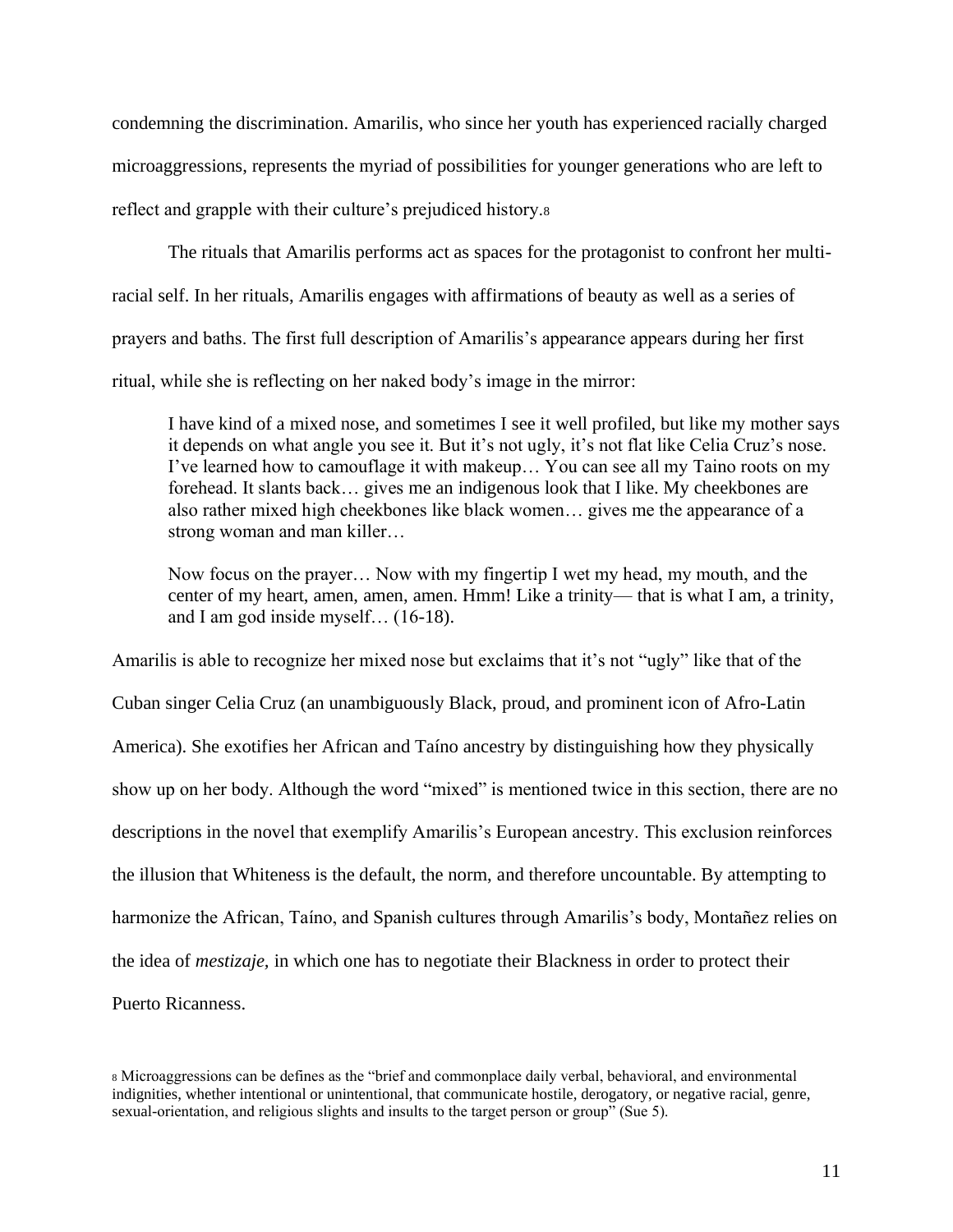condemning the discrimination. Amarilis, who since her youth has experienced racially charged microaggressions, represents the myriad of possibilities for younger generations who are left to reflect and grapple with their culture's prejudiced history.[8]

The rituals that Amarilis performs act as spaces for the protagonist to confront her multi-racial self. In her rituals, Amarilis engages with affirmations of beauty as well as a series of prayers and baths. The first full description of Amarilis's appearance appears during her first ritual, while she is reflecting on her naked body's image in the mirror:

> I have kind of a mixed nose, and sometimes I see it well profiled, but like my mother says it depends on what angle you see it. But it's not ugly, it's not flat like Celia Cruz's nose. I've learned how to camouflage it with makeup… You can see all my Taino roots on my forehead. It slants back… gives me an indigenous look that I like. My cheekbones are also rather mixed high cheekbones like black women… gives me the appearance of a strong woman and man killer…
>
> Now focus on the prayer… Now with my fingertip I wet my head, my mouth, and the center of my heart, amen, amen, amen. Hmm! Like a trinity— that is what I am, a trinity, and I am god inside myself… (16-18).

Amarilis is able to recognize her mixed nose but exclaims that it's not "ugly" like that of the Cuban singer Celia Cruz (an unambiguously Black, proud, and prominent icon of Afro-Latin America). She exotifies her African and Taíno ancestry by distinguishing how they physically show up on her body. Although the word "mixed" is mentioned twice in this section, there are no descriptions in the novel that exemplify Amarilis's European ancestry. This exclusion reinforces the illusion that Whiteness is the default, the norm, and therefore uncountable. By attempting to harmonize the African, Taíno, and Spanish cultures through Amarilis's body, Montañez relies on the idea of *mestizaje*, in which one has to negotiate their Blackness in order to protect their Puerto Ricanness.

[8] Microaggressions can be defines as the "brief and commonplace daily verbal, behavioral, and environmental indignities, whether intentional or unintentional, that communicate hostile, derogatory, or negative racial, genre, sexual-orientation, and religious slights and insults to the target person or group" (Sue 5).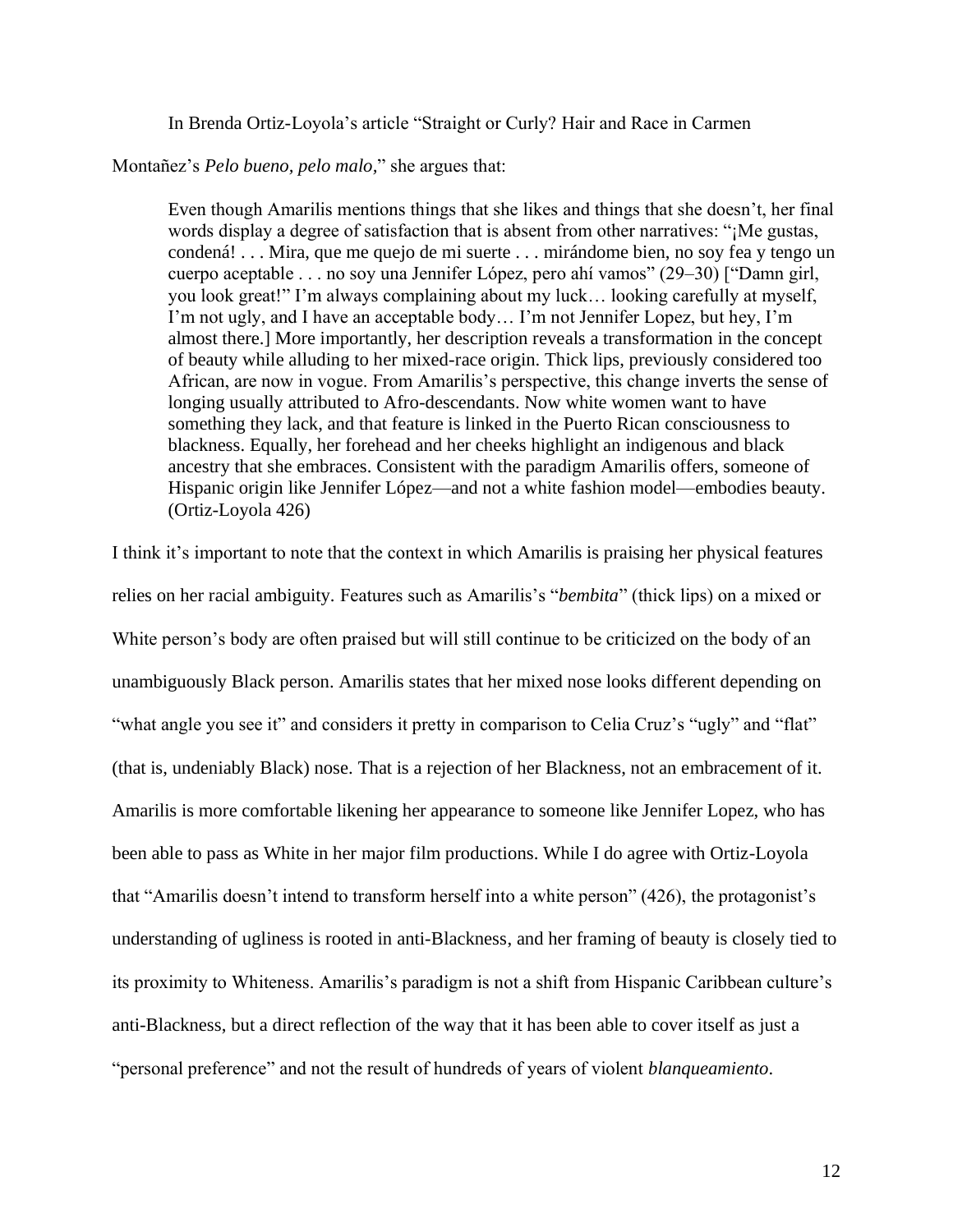In Brenda Ortiz-Loyola's article "Straight or Curly? Hair and Race in Carmen Montañez's *Pelo bueno, pelo malo*," she argues that:

> Even though Amarilis mentions things that she likes and things that she doesn't, her final words display a degree of satisfaction that is absent from other narratives: "¡Me gustas, condená! . . . Mira, que me quejo de mi suerte . . . mirándome bien, no soy fea y tengo un cuerpo aceptable . . . no soy una Jennifer López, pero ahí vamos" (29–30) ["Damn girl, you look great!" I'm always complaining about my luck… looking carefully at myself, I'm not ugly, and I have an acceptable body… I'm not Jennifer Lopez, but hey, I'm almost there.] More importantly, her description reveals a transformation in the concept of beauty while alluding to her mixed-race origin. Thick lips, previously considered too African, are now in vogue. From Amarilis's perspective, this change inverts the sense of longing usually attributed to Afro-descendants. Now white women want to have something they lack, and that feature is linked in the Puerto Rican consciousness to blackness. Equally, her forehead and her cheeks highlight an indigenous and black ancestry that she embraces. Consistent with the paradigm Amarilis offers, someone of Hispanic origin like Jennifer López—and not a white fashion model—embodies beauty. (Ortiz-Loyola 426)

I think it's important to note that the context in which Amarilis is praising her physical features relies on her racial ambiguity. Features such as Amarilis's "*bembita*" (thick lips) on a mixed or White person's body are often praised but will still continue to be criticized on the body of an unambiguously Black person. Amarilis states that her mixed nose looks different depending on "what angle you see it" and considers it pretty in comparison to Celia Cruz's "ugly" and "flat" (that is, undeniably Black) nose. That is a rejection of her Blackness, not an embracement of it. Amarilis is more comfortable likening her appearance to someone like Jennifer Lopez, who has been able to pass as White in her major film productions. While I do agree with Ortiz-Loyola that "Amarilis doesn't intend to transform herself into a white person" (426), the protagonist's understanding of ugliness is rooted in anti-Blackness, and her framing of beauty is closely tied to its proximity to Whiteness. Amarilis's paradigm is not a shift from Hispanic Caribbean culture's anti-Blackness, but a direct reflection of the way that it has been able to cover itself as just a "personal preference" and not the result of hundreds of years of violent *blanqueamiento*.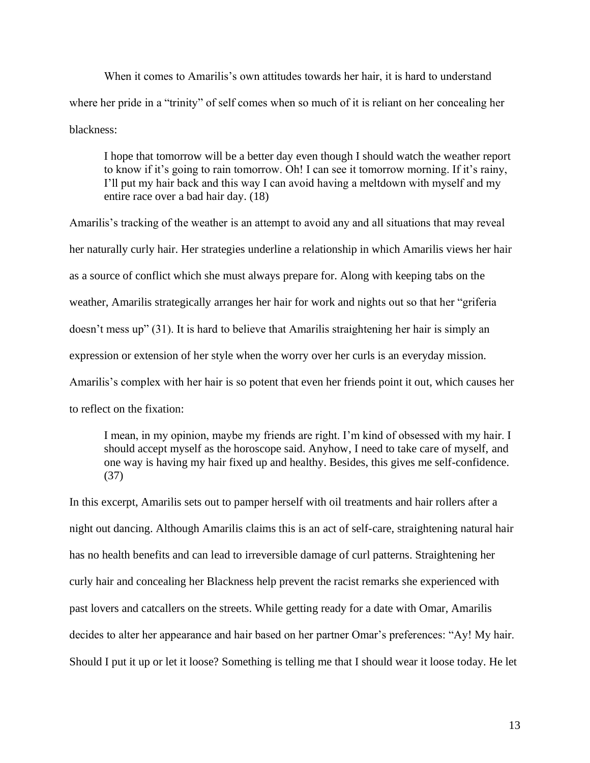When it comes to Amarilis's own attitudes towards her hair, it is hard to understand where her pride in a "trinity" of self comes when so much of it is reliant on her concealing her blackness:

> I hope that tomorrow will be a better day even though I should watch the weather report to know if it's going to rain tomorrow. Oh! I can see it tomorrow morning. If it's rainy, I'll put my hair back and this way I can avoid having a meltdown with myself and my entire race over a bad hair day. (18)

Amarilis's tracking of the weather is an attempt to avoid any and all situations that may reveal her naturally curly hair. Her strategies underline a relationship in which Amarilis views her hair as a source of conflict which she must always prepare for. Along with keeping tabs on the weather, Amarilis strategically arranges her hair for work and nights out so that her "griferia doesn't mess up" (31). It is hard to believe that Amarilis straightening her hair is simply an expression or extension of her style when the worry over her curls is an everyday mission. Amarilis's complex with her hair is so potent that even her friends point it out, which causes her to reflect on the fixation:

> I mean, in my opinion, maybe my friends are right. I'm kind of obsessed with my hair. I should accept myself as the horoscope said. Anyhow, I need to take care of myself, and one way is having my hair fixed up and healthy. Besides, this gives me self-confidence. (37)

In this excerpt, Amarilis sets out to pamper herself with oil treatments and hair rollers after a night out dancing. Although Amarilis claims this is an act of self-care, straightening natural hair has no health benefits and can lead to irreversible damage of curl patterns. Straightening her curly hair and concealing her Blackness help prevent the racist remarks she experienced with past lovers and catcallers on the streets. While getting ready for a date with Omar, Amarilis decides to alter her appearance and hair based on her partner Omar's preferences: "Ay! My hair. Should I put it up or let it loose? Something is telling me that I should wear it loose today. He let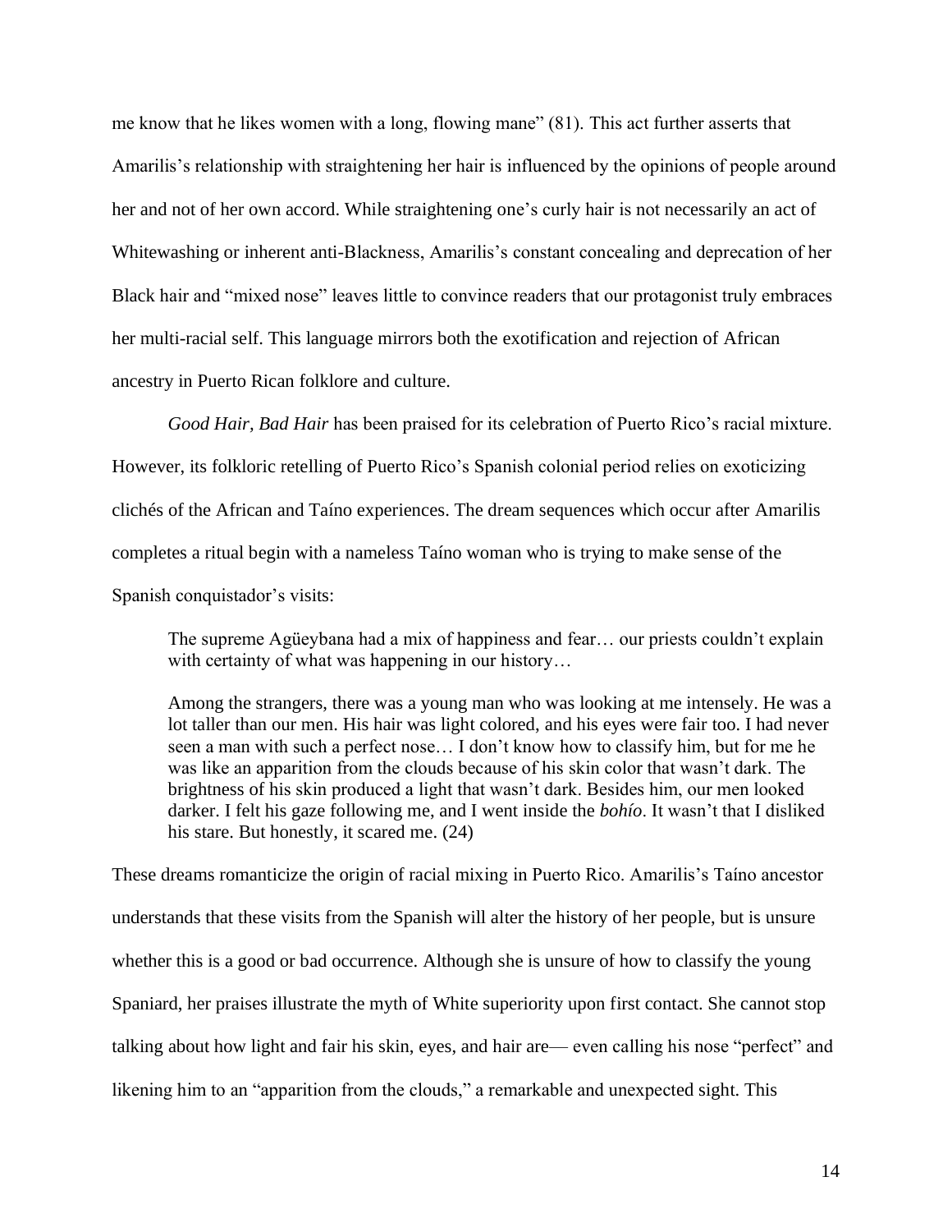me know that he likes women with a long, flowing mane" (81). This act further asserts that Amarilis's relationship with straightening her hair is influenced by the opinions of people around her and not of her own accord. While straightening one's curly hair is not necessarily an act of Whitewashing or inherent anti-Blackness, Amarilis's constant concealing and deprecation of her Black hair and "mixed nose" leaves little to convince readers that our protagonist truly embraces her multi-racial self. This language mirrors both the exotification and rejection of African ancestry in Puerto Rican folklore and culture.

*Good Hair, Bad Hair* has been praised for its celebration of Puerto Rico's racial mixture. However, its folkloric retelling of Puerto Rico's Spanish colonial period relies on exoticizing clichés of the African and Taíno experiences. The dream sequences which occur after Amarilis completes a ritual begin with a nameless Taíno woman who is trying to make sense of the Spanish conquistador's visits:

> The supreme Agüeybana had a mix of happiness and fear… our priests couldn't explain with certainty of what was happening in our history…
>
> Among the strangers, there was a young man who was looking at me intensely. He was a lot taller than our men. His hair was light colored, and his eyes were fair too. I had never seen a man with such a perfect nose… I don't know how to classify him, but for me he was like an apparition from the clouds because of his skin color that wasn't dark. The brightness of his skin produced a light that wasn't dark. Besides him, our men looked darker. I felt his gaze following me, and I went inside the *bohío*. It wasn't that I disliked his stare. But honestly, it scared me. (24)

These dreams romanticize the origin of racial mixing in Puerto Rico. Amarilis's Taíno ancestor understands that these visits from the Spanish will alter the history of her people, but is unsure whether this is a good or bad occurrence. Although she is unsure of how to classify the young Spaniard, her praises illustrate the myth of White superiority upon first contact. She cannot stop talking about how light and fair his skin, eyes, and hair are— even calling his nose "perfect" and likening him to an "apparition from the clouds," a remarkable and unexpected sight. This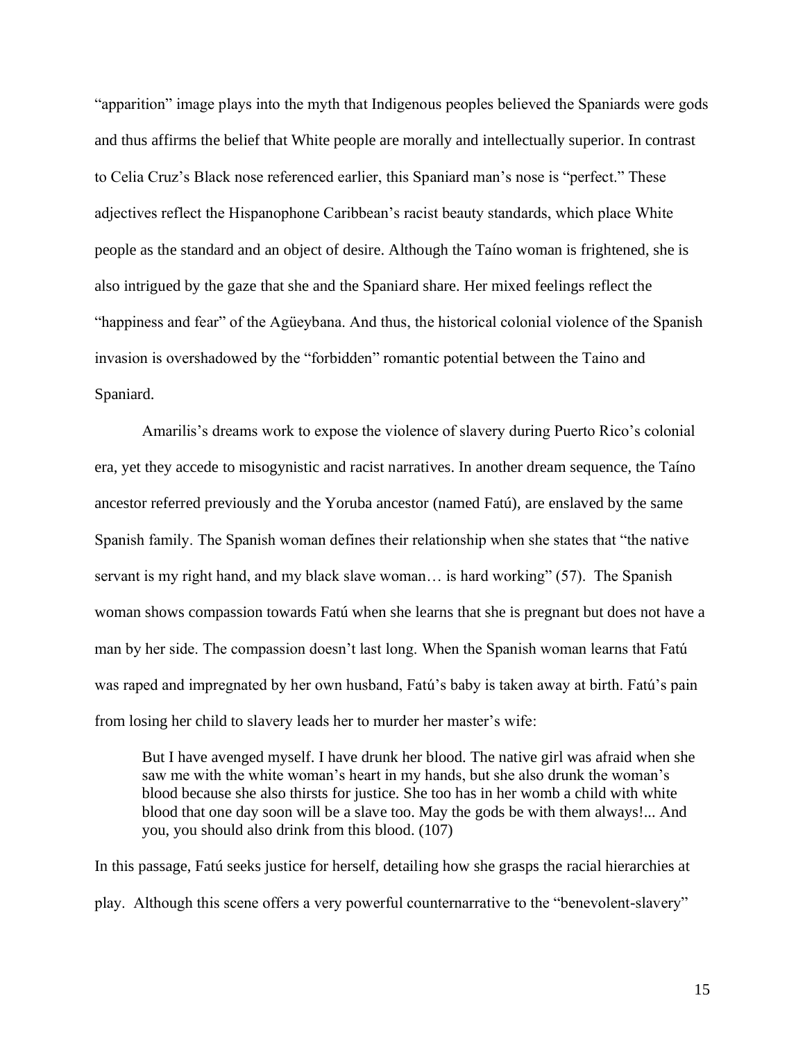"apparition" image plays into the myth that Indigenous peoples believed the Spaniards were gods and thus affirms the belief that White people are morally and intellectually superior. In contrast to Celia Cruz's Black nose referenced earlier, this Spaniard man's nose is "perfect." These adjectives reflect the Hispanophone Caribbean's racist beauty standards, which place White people as the standard and an object of desire. Although the Taíno woman is frightened, she is also intrigued by the gaze that she and the Spaniard share. Her mixed feelings reflect the "happiness and fear" of the Agüeybana. And thus, the historical colonial violence of the Spanish invasion is overshadowed by the "forbidden" romantic potential between the Taino and Spaniard.

Amarilis's dreams work to expose the violence of slavery during Puerto Rico's colonial era, yet they accede to misogynistic and racist narratives. In another dream sequence, the Taíno ancestor referred previously and the Yoruba ancestor (named Fatú), are enslaved by the same Spanish family. The Spanish woman defines their relationship when she states that "the native servant is my right hand, and my black slave woman… is hard working" (57). The Spanish woman shows compassion towards Fatú when she learns that she is pregnant but does not have a man by her side. The compassion doesn't last long. When the Spanish woman learns that Fatú was raped and impregnated by her own husband, Fatú's baby is taken away at birth. Fatú's pain from losing her child to slavery leads her to murder her master's wife:

> But I have avenged myself. I have drunk her blood. The native girl was afraid when she saw me with the white woman's heart in my hands, but she also drunk the woman's blood because she also thirsts for justice. She too has in her womb a child with white blood that one day soon will be a slave too. May the gods be with them always!... And you, you should also drink from this blood. (107)

In this passage, Fatú seeks justice for herself, detailing how she grasps the racial hierarchies at play. Although this scene offers a very powerful counternarrative to the "benevolent-slavery"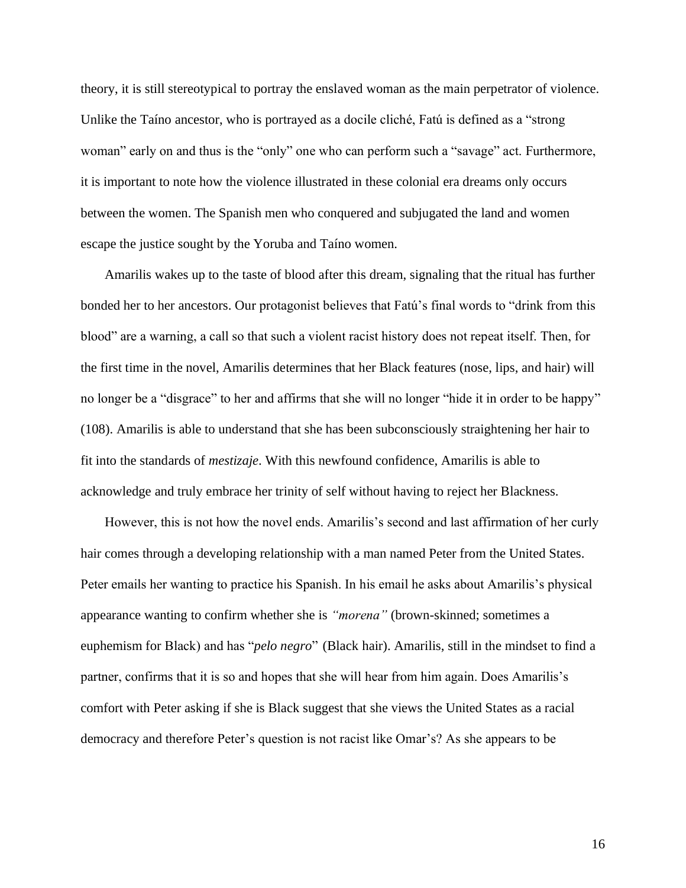theory, it is still stereotypical to portray the enslaved woman as the main perpetrator of violence. Unlike the Taíno ancestor, who is portrayed as a docile cliché, Fatú is defined as a "strong woman" early on and thus is the "only" one who can perform such a "savage" act. Furthermore, it is important to note how the violence illustrated in these colonial era dreams only occurs between the women. The Spanish men who conquered and subjugated the land and women escape the justice sought by the Yoruba and Taíno women.

Amarilis wakes up to the taste of blood after this dream, signaling that the ritual has further bonded her to her ancestors. Our protagonist believes that Fatú's final words to "drink from this blood" are a warning, a call so that such a violent racist history does not repeat itself. Then, for the first time in the novel, Amarilis determines that her Black features (nose, lips, and hair) will no longer be a "disgrace" to her and affirms that she will no longer "hide it in order to be happy" (108). Amarilis is able to understand that she has been subconsciously straightening her hair to fit into the standards of *mestizaje*. With this newfound confidence, Amarilis is able to acknowledge and truly embrace her trinity of self without having to reject her Blackness.

However, this is not how the novel ends. Amarilis's second and last affirmation of her curly hair comes through a developing relationship with a man named Peter from the United States. Peter emails her wanting to practice his Spanish. In his email he asks about Amarilis's physical appearance wanting to confirm whether she is *"morena"* (brown-skinned; sometimes a euphemism for Black) and has "*pelo negro*" (Black hair). Amarilis, still in the mindset to find a partner, confirms that it is so and hopes that she will hear from him again. Does Amarilis's comfort with Peter asking if she is Black suggest that she views the United States as a racial democracy and therefore Peter's question is not racist like Omar's? As she appears to be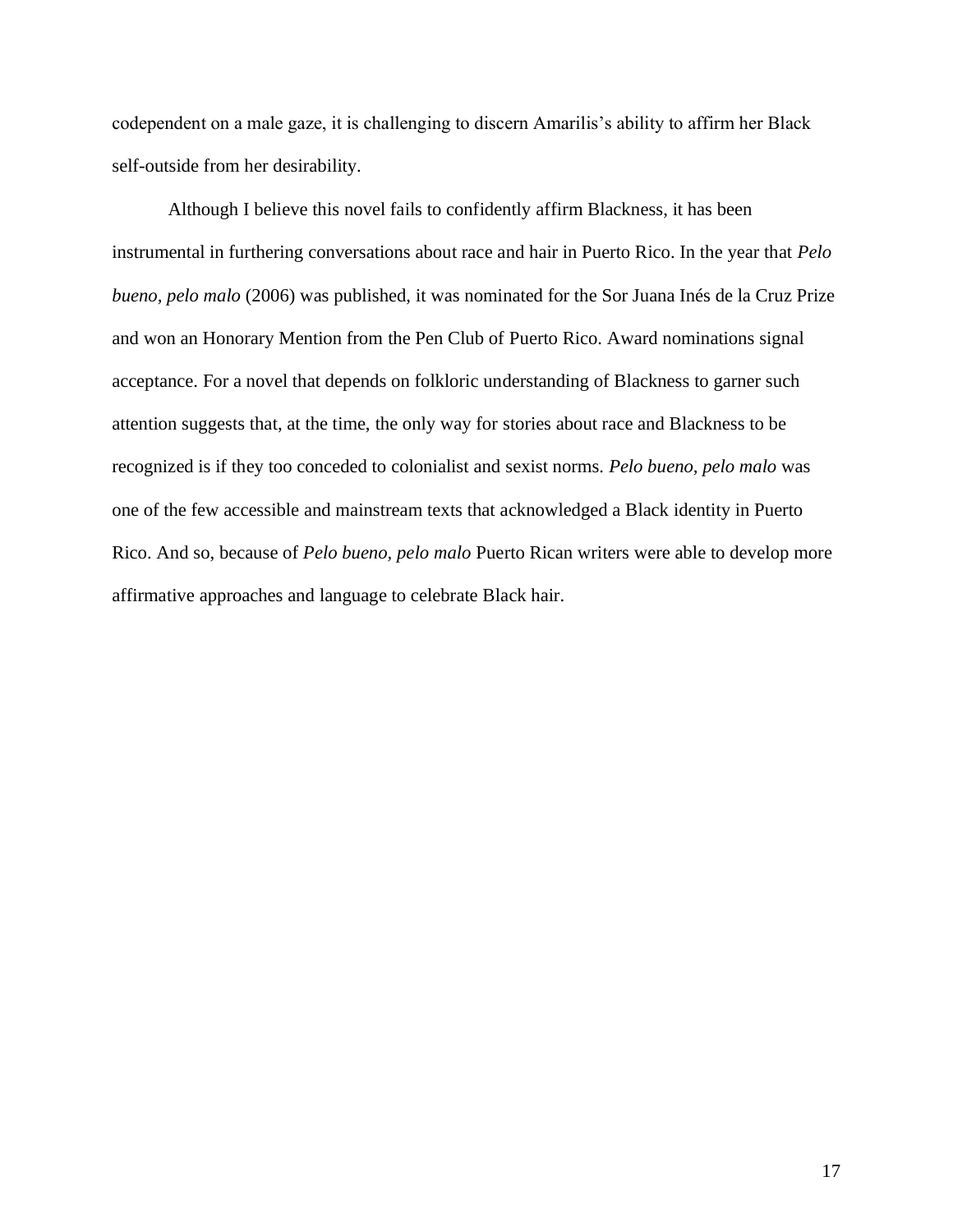codependent on a male gaze, it is challenging to discern Amarilis's ability to affirm her Black self-outside from her desirability.

Although I believe this novel fails to confidently affirm Blackness, it has been instrumental in furthering conversations about race and hair in Puerto Rico. In the year that *Pelo bueno, pelo malo* (2006) was published, it was nominated for the Sor Juana Inés de la Cruz Prize and won an Honorary Mention from the Pen Club of Puerto Rico. Award nominations signal acceptance. For a novel that depends on folkloric understanding of Blackness to garner such attention suggests that, at the time, the only way for stories about race and Blackness to be recognized is if they too conceded to colonialist and sexist norms. *Pelo bueno, pelo malo* was one of the few accessible and mainstream texts that acknowledged a Black identity in Puerto Rico. And so, because of *Pelo bueno, pelo malo* Puerto Rican writers were able to develop more affirmative approaches and language to celebrate Black hair.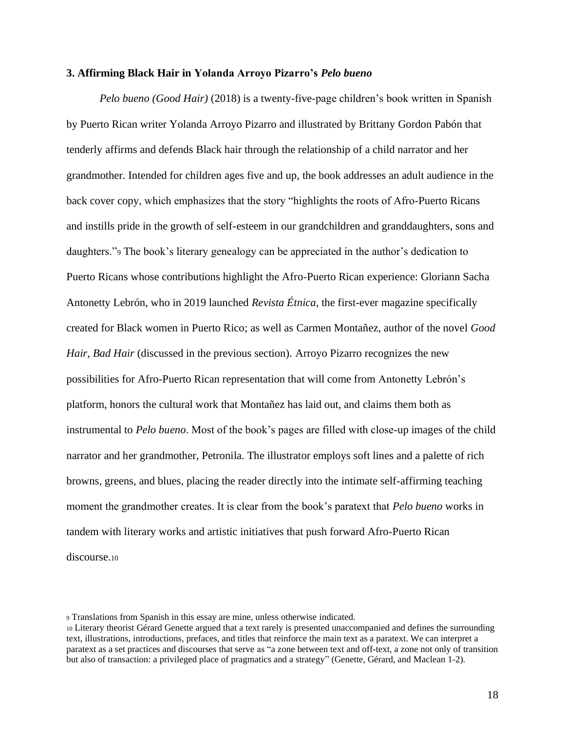### 3. Affirming Black Hair in Yolanda Arroyo Pizarro's *Pelo bueno*

*Pelo bueno (Good Hair)* (2018) is a twenty-five-page children's book written in Spanish by Puerto Rican writer Yolanda Arroyo Pizarro and illustrated by Brittany Gordon Pabón that tenderly affirms and defends Black hair through the relationship of a child narrator and her grandmother. Intended for children ages five and up, the book addresses an adult audience in the back cover copy, which emphasizes that the story "highlights the roots of Afro-Puerto Ricans and instills pride in the growth of self-esteem in our grandchildren and granddaughters, sons and daughters."[9] The book's literary genealogy can be appreciated in the author's dedication to Puerto Ricans whose contributions highlight the Afro-Puerto Rican experience: Gloriann Sacha Antonetty Lebrón, who in 2019 launched *Revista Étnica*, the first-ever magazine specifically created for Black women in Puerto Rico; as well as Carmen Montañez, author of the novel *Good Hair, Bad Hair* (discussed in the previous section). Arroyo Pizarro recognizes the new possibilities for Afro-Puerto Rican representation that will come from Antonetty Lebrón's platform, honors the cultural work that Montañez has laid out, and claims them both as instrumental to *Pelo bueno*. Most of the book's pages are filled with close-up images of the child narrator and her grandmother, Petronila. The illustrator employs soft lines and a palette of rich browns, greens, and blues, placing the reader directly into the intimate self-affirming teaching moment the grandmother creates. It is clear from the book's paratext that *Pelo bueno* works in tandem with literary works and artistic initiatives that push forward Afro-Puerto Rican discourse.[10]

---

[9] Translations from Spanish in this essay are mine, unless otherwise indicated.

[10] Literary theorist Gérard Genette argued that a text rarely is presented unaccompanied and defines the surrounding text, illustrations, introductions, prefaces, and titles that reinforce the main text as a paratext. We can interpret a paratext as a set practices and discourses that serve as "a zone between text and off-text, a zone not only of transition but also of transaction: a privileged place of pragmatics and a strategy" (Genette, Gérard, and Maclean 1-2).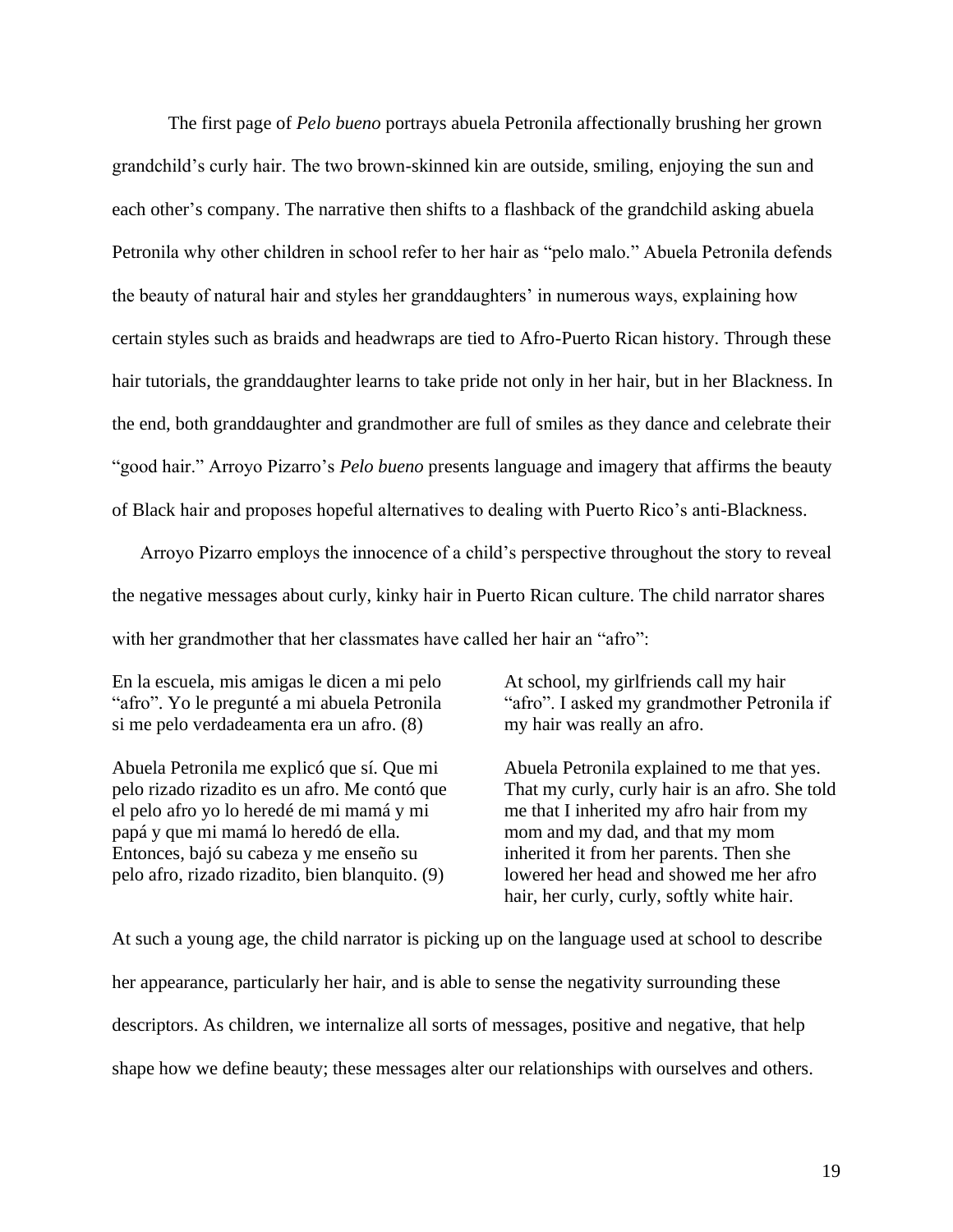The first page of *Pelo bueno* portrays abuela Petronila affectionately brushing her grown grandchild's curly hair. The two brown-skinned kin are outside, smiling, enjoying the sun and each other's company. The narrative then shifts to a flashback of the grandchild asking abuela Petronila why other children in school refer to her hair as "pelo malo." Abuela Petronila defends the beauty of natural hair and styles her granddaughters' in numerous ways, explaining how certain styles such as braids and headwraps are tied to Afro-Puerto Rican history. Through these hair tutorials, the granddaughter learns to take pride not only in her hair, but in her Blackness. In the end, both granddaughter and grandmother are full of smiles as they dance and celebrate their "good hair." Arroyo Pizarro's *Pelo bueno* presents language and imagery that affirms the beauty of Black hair and proposes hopeful alternatives to dealing with Puerto Rico's anti-Blackness.

Arroyo Pizarro employs the innocence of a child's perspective throughout the story to reveal the negative messages about curly, kinky hair in Puerto Rican culture. The child narrator shares with her grandmother that her classmates have called her hair an "afro":

En la escuela, mis amigas le dicen a mi pelo "afro". Yo le pregunté a mi abuela Petronila si me pelo verdadeamenta era un afro. (8)

At school, my girlfriends call my hair "afro". I asked my grandmother Petronila if my hair was really an afro.

Abuela Petronila me explicó que sí. Que mi pelo rizado rizadito es un afro. Me contó que el pelo afro yo lo heredé de mi mamá y mi papá y que mi mamá lo heredó de ella. Entonces, bajó su cabeza y me enseño su pelo afro, rizado rizadito, bien blanquito. (9)

Abuela Petronila explained to me that yes. That my curly, curly hair is an afro. She told me that I inherited my afro hair from my mom and my dad, and that my mom inherited it from her parents. Then she lowered her head and showed me her afro hair, her curly, curly, softly white hair.

At such a young age, the child narrator is picking up on the language used at school to describe her appearance, particularly her hair, and is able to sense the negativity surrounding these descriptors. As children, we internalize all sorts of messages, positive and negative, that help shape how we define beauty; these messages alter our relationships with ourselves and others.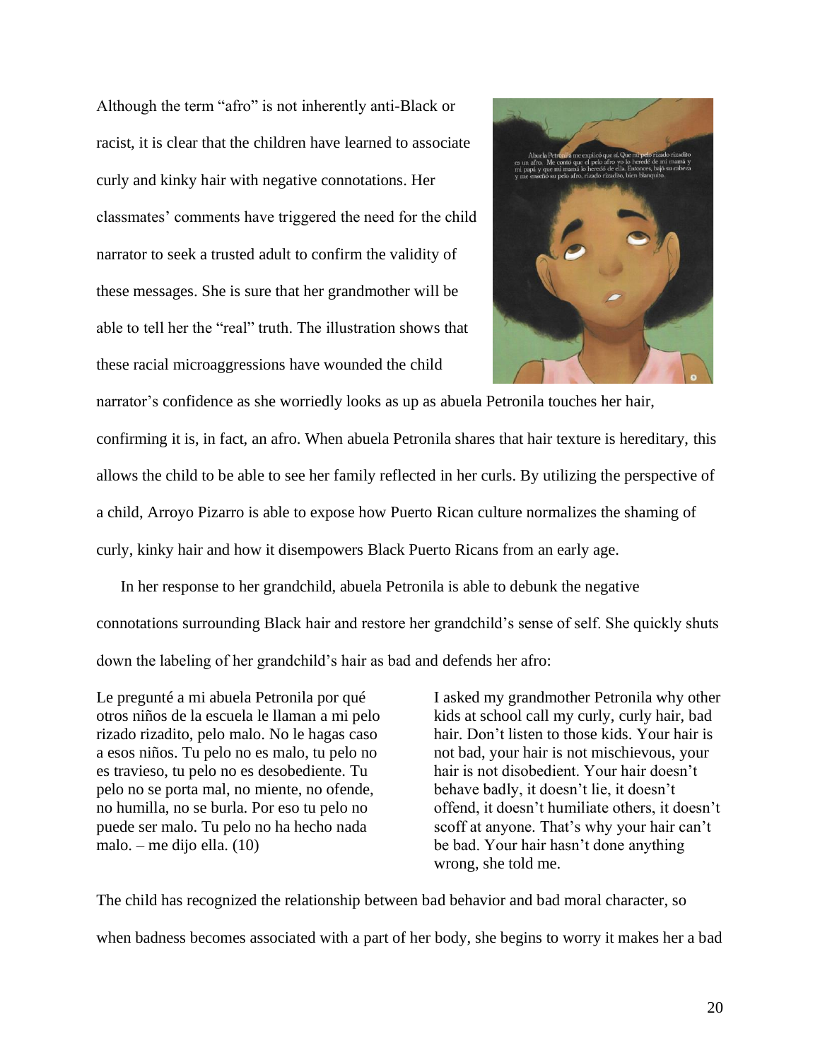Although the term "afro" is not inherently anti-Black or racist, it is clear that the children have learned to associate curly and kinky hair with negative connotations. Her classmates' comments have triggered the need for the child narrator to seek a trusted adult to confirm the validity of these messages. She is sure that her grandmother will be able to tell her the "real" truth. The illustration shows that these racial microaggressions have wounded the child narrator's confidence as she worriedly looks as up as abuela Petronila touches her hair, confirming it is, in fact, an afro. When abuela Petronila shares that hair texture is hereditary, this allows the child to be able to see her family reflected in her curls. By utilizing the perspective of a child, Arroyo Pizarro is able to expose how Puerto Rican culture normalizes the shaming of curly, kinky hair and how it disempowers Black Puerto Ricans from an early age.

In her response to her grandchild, abuela Petronila is able to debunk the negative connotations surrounding Black hair and restore her grandchild's sense of self. She quickly shuts down the labeling of her grandchild's hair as bad and defends her afro:

> Le pregunté a mi abuela Petronila por qué otros niños de la escuela le llaman a mi pelo rizado rizadito, pelo malo. No le hagas caso a esos niños. Tu pelo no es malo, tu pelo no es travieso, tu pelo no es desobediente. Tu pelo no se porta mal, no miente, no ofende, no humilla, no se burla. Por eso tu pelo no puede ser malo. Tu pelo no ha hecho nada malo. – me dijo ella. (10)

> I asked my grandmother Petronila why other kids at school call my curly, curly hair, bad hair. Don't listen to those kids. Your hair is not bad, your hair is not mischievous, your hair is not disobedient. Your hair doesn't behave badly, it doesn't lie, it doesn't offend, it doesn't humiliate others, it doesn't scoff at anyone. That's why your hair can't be bad. Your hair hasn't done anything wrong, she told me.

The child has recognized the relationship between bad behavior and bad moral character, so when badness becomes associated with a part of her body, she begins to worry it makes her a bad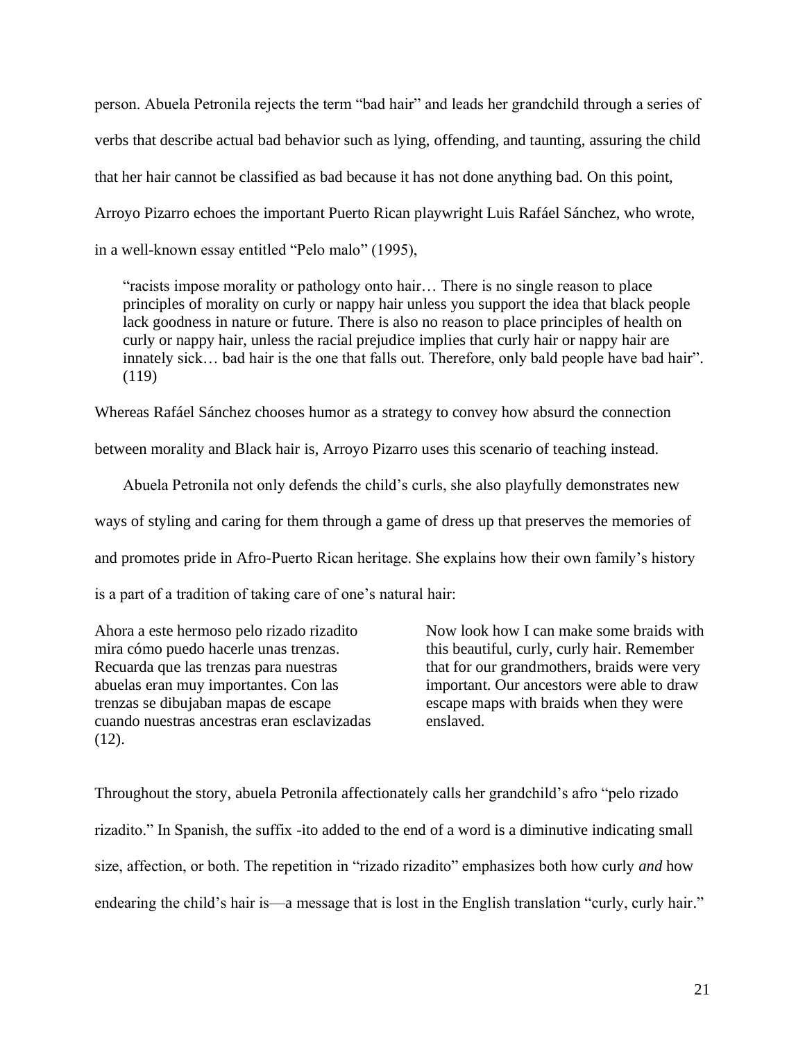person. Abuela Petronila rejects the term "bad hair" and leads her grandchild through a series of verbs that describe actual bad behavior such as lying, offending, and taunting, assuring the child that her hair cannot be classified as bad because it has not done anything bad. On this point, Arroyo Pizarro echoes the important Puerto Rican playwright Luis Rafáel Sánchez, who wrote, in a well-known essay entitled "Pelo malo" (1995),

> "racists impose morality or pathology onto hair… There is no single reason to place principles of morality on curly or nappy hair unless you support the idea that black people lack goodness in nature or future. There is also no reason to place principles of health on curly or nappy hair, unless the racial prejudice implies that curly hair or nappy hair are innately sick… bad hair is the one that falls out. Therefore, only bald people have bad hair". (119)

Whereas Rafáel Sánchez chooses humor as a strategy to convey how absurd the connection between morality and Black hair is, Arroyo Pizarro uses this scenario of teaching instead.

Abuela Petronila not only defends the child's curls, she also playfully demonstrates new ways of styling and caring for them through a game of dress up that preserves the memories of and promotes pride in Afro-Puerto Rican heritage. She explains how their own family's history is a part of a tradition of taking care of one's natural hair:

| | |
|---|---|
| Ahora a este hermoso pelo rizado rizadito mira cómo puedo hacerle unas trenzas. Recuarda que las trenzas para nuestras abuelas eran muy importantes. Con las trenzas se dibujaban mapas de escape cuando nuestras ancestras eran esclavizadas (12). | Now look how I can make some braids with this beautiful, curly, curly hair. Remember that for our grandmothers, braids were very important. Our ancestors were able to draw escape maps with braids when they were enslaved. |

Throughout the story, abuela Petronila affectionately calls her grandchild's afro "pelo rizado rizadito." In Spanish, the suffix -ito added to the end of a word is a diminutive indicating small size, affection, or both. The repetition in "rizado rizadito" emphasizes both how curly *and* how endearing the child's hair is—a message that is lost in the English translation "curly, curly hair."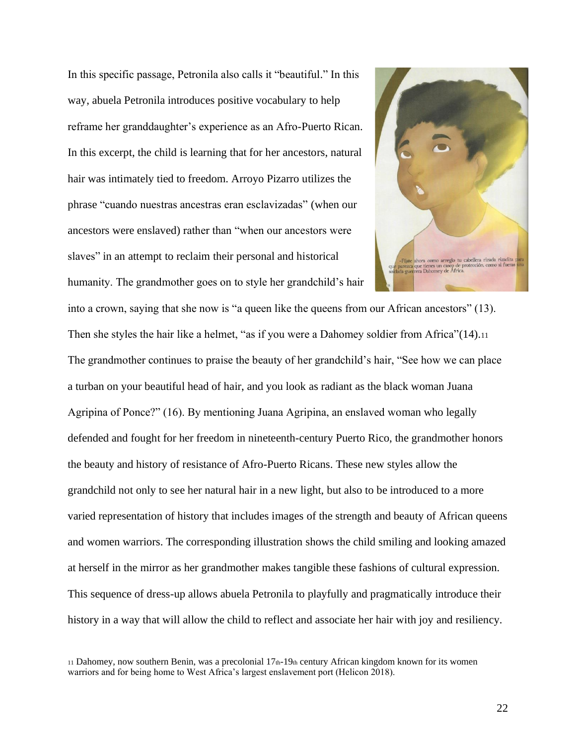In this specific passage, Petronila also calls it "beautiful." In this way, abuela Petronila introduces positive vocabulary to help reframe her granddaughter's experience as an Afro-Puerto Rican. In this excerpt, the child is learning that for her ancestors, natural hair was intimately tied to freedom. Arroyo Pizarro utilizes the phrase "cuando nuestras ancestras eran esclavizadas" (when our ancestors were enslaved) rather than "when our ancestors were slaves" in an attempt to reclaim their personal and historical humanity. The grandmother goes on to style her grandchild's hair into a crown, saying that she now is "a queen like the queens from our African ancestors" (13). Then she styles the hair like a helmet, "as if you were a Dahomey soldier from Africa"(14).[11] The grandmother continues to praise the beauty of her grandchild's hair, "See how we can place a turban on your beautiful head of hair, and you look as radiant as the black woman Juana Agripina of Ponce?" (16). By mentioning Juana Agripina, an enslaved woman who legally defended and fought for her freedom in nineteenth-century Puerto Rico, the grandmother honors the beauty and history of resistance of Afro-Puerto Ricans. These new styles allow the grandchild not only to see her natural hair in a new light, but also to be introduced to a more varied representation of history that includes images of the strength and beauty of African queens and women warriors. The corresponding illustration shows the child smiling and looking amazed at herself in the mirror as her grandmother makes tangible these fashions of cultural expression. This sequence of dress-up allows abuela Petronila to playfully and pragmatically introduce their history in a way that will allow the child to reflect and associate her hair with joy and resiliency.

[11] Dahomey, now southern Benin, was a precolonial 17th-19th century African kingdom known for its women warriors and for being home to West Africa's largest enslavement port (Helicon 2018).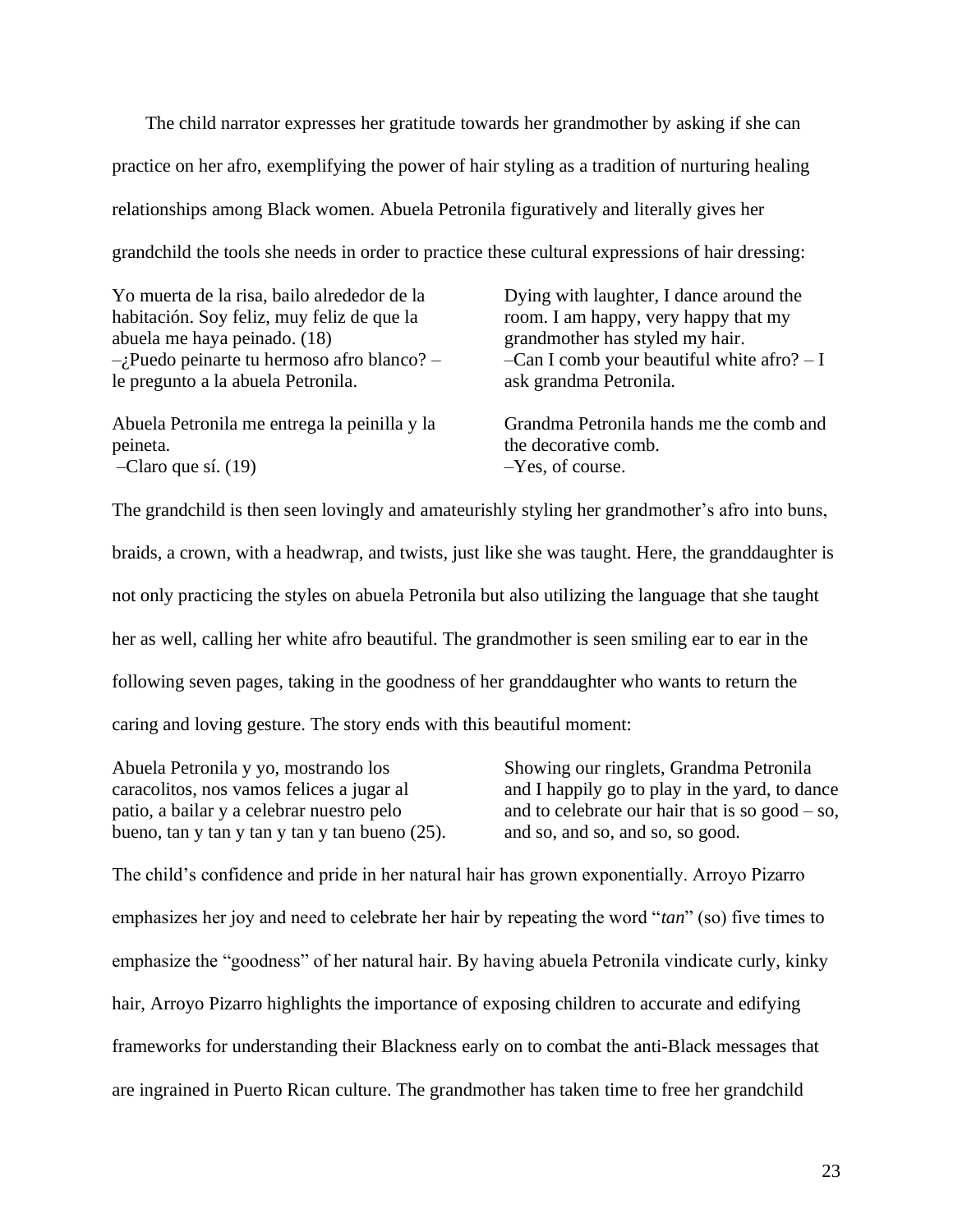The child narrator expresses her gratitude towards her grandmother by asking if she can practice on her afro, exemplifying the power of hair styling as a tradition of nurturing healing relationships among Black women. Abuela Petronila figuratively and literally gives her grandchild the tools she needs in order to practice these cultural expressions of hair dressing:

| | |
|---|---|
| Yo muerta de la risa, bailo alrededor de la habitación. Soy feliz, muy feliz de que la abuela me haya peinado. (18)<br>–¿Puedo peinarte tu hermoso afro blanco? – le pregunto a la abuela Petronila. | Dying with laughter, I dance around the room. I am happy, very happy that my grandmother has styled my hair.<br>–Can I comb your beautiful white afro? – I ask grandma Petronila. |
| Abuela Petronila me entrega la peinilla y la peineta.<br>–Claro que sí. (19) | Grandma Petronila hands me the comb and the decorative comb.<br>–Yes, of course. |

The grandchild is then seen lovingly and amateurishly styling her grandmother's afro into buns, braids, a crown, with a headwrap, and twists, just like she was taught. Here, the granddaughter is not only practicing the styles on abuela Petronila but also utilizing the language that she taught her as well, calling her white afro beautiful. The grandmother is seen smiling ear to ear in the following seven pages, taking in the goodness of her granddaughter who wants to return the caring and loving gesture. The story ends with this beautiful moment:

| | |
|---|---|
| Abuela Petronila y yo, mostrando los caracolitos, nos vamos felices a jugar al patio, a bailar y a celebrar nuestro pelo bueno, tan y tan y tan y tan y tan bueno (25). | Showing our ringlets, Grandma Petronila and I happily go to play in the yard, to dance and to celebrate our hair that is so good – so, and so, and so, and so, so good. |

The child's confidence and pride in her natural hair has grown exponentially. Arroyo Pizarro emphasizes her joy and need to celebrate her hair by repeating the word "*tan*" (so) five times to emphasize the "goodness" of her natural hair. By having abuela Petronila vindicate curly, kinky hair, Arroyo Pizarro highlights the importance of exposing children to accurate and edifying frameworks for understanding their Blackness early on to combat the anti-Black messages that are ingrained in Puerto Rican culture. The grandmother has taken time to free her grandchild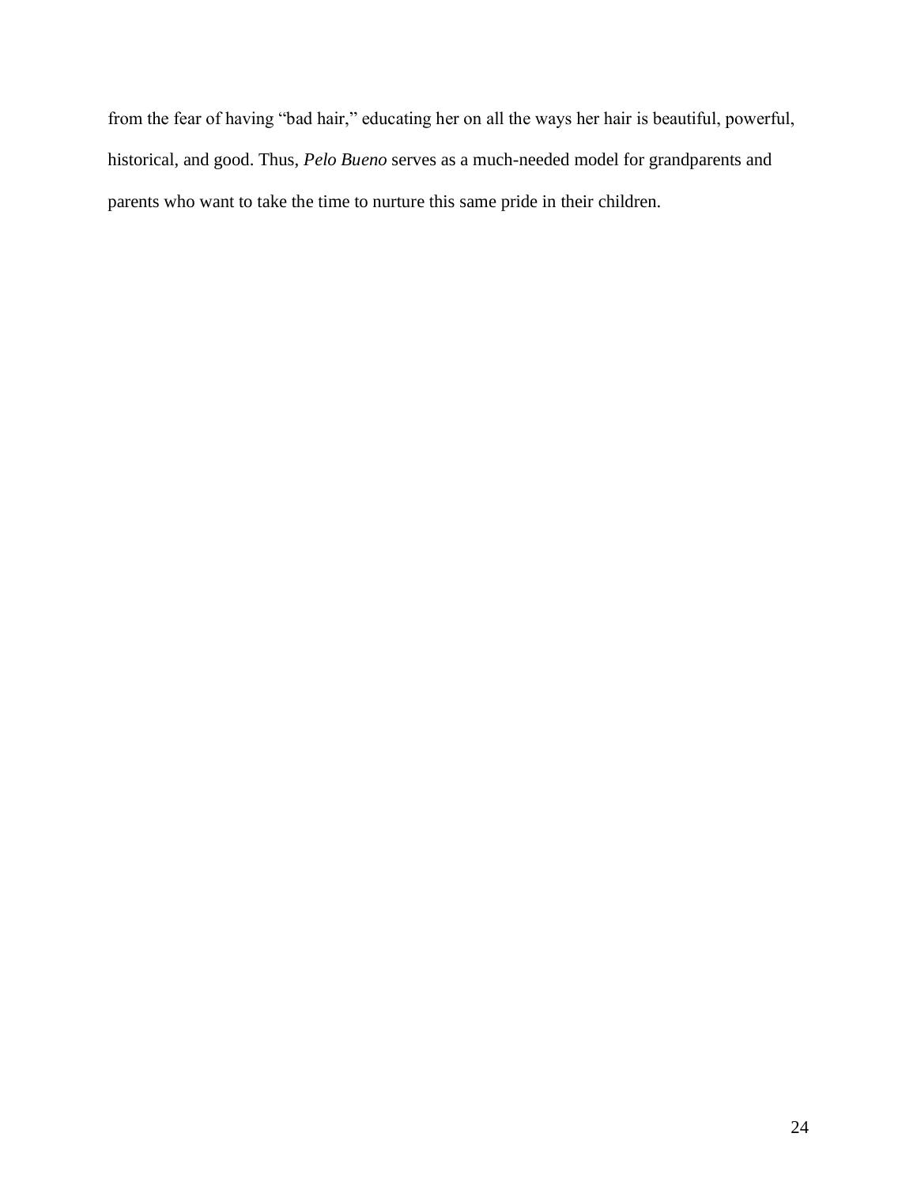from the fear of having "bad hair," educating her on all the ways her hair is beautiful, powerful, historical, and good. Thus, *Pelo Bueno* serves as a much-needed model for grandparents and parents who want to take the time to nurture this same pride in their children.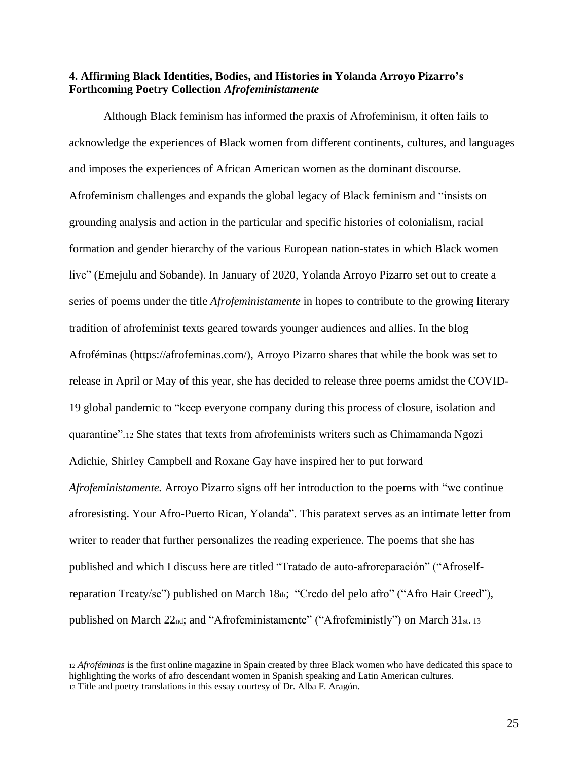### 4. Affirming Black Identities, Bodies, and Histories in Yolanda Arroyo Pizarro's Forthcoming Poetry Collection *Afrofeministamente*

Although Black feminism has informed the praxis of Afrofeminism, it often fails to acknowledge the experiences of Black women from different continents, cultures, and languages and imposes the experiences of African American women as the dominant discourse. Afrofeminism challenges and expands the global legacy of Black feminism and "insists on grounding analysis and action in the particular and specific histories of colonialism, racial formation and gender hierarchy of the various European nation-states in which Black women live" (Emejulu and Sobande). In January of 2020, Yolanda Arroyo Pizarro set out to create a series of poems under the title *Afrofeministamente* in hopes to contribute to the growing literary tradition of afrofeminist texts geared towards younger audiences and allies. In the blog Afroféminas (https://afrofeminas.com/), Arroyo Pizarro shares that while the book was set to release in April or May of this year, she has decided to release three poems amidst the COVID-19 global pandemic to "keep everyone company during this process of closure, isolation and quarantine".[12] She states that texts from afrofeminists writers such as Chimamanda Ngozi Adichie, Shirley Campbell and Roxane Gay have inspired her to put forward *Afrofeministamente.* Arroyo Pizarro signs off her introduction to the poems with "we continue afroresisting. Your Afro-Puerto Rican, Yolanda". This paratext serves as an intimate letter from writer to reader that further personalizes the reading experience. The poems that she has published and which I discuss here are titled "Tratado de auto-afroreparación" ("Afroself-reparation Treaty/se") published on March 18th; "Credo del pelo afro" ("Afro Hair Creed"), published on March 22nd; and "Afrofeministamente" ("Afrofeministly") on March 31st.[13]

[12] *Afroféminas* is the first online magazine in Spain created by three Black women who have dedicated this space to highlighting the works of afro descendant women in Spanish speaking and Latin American cultures.
[13] Title and poetry translations in this essay courtesy of Dr. Alba F. Aragón.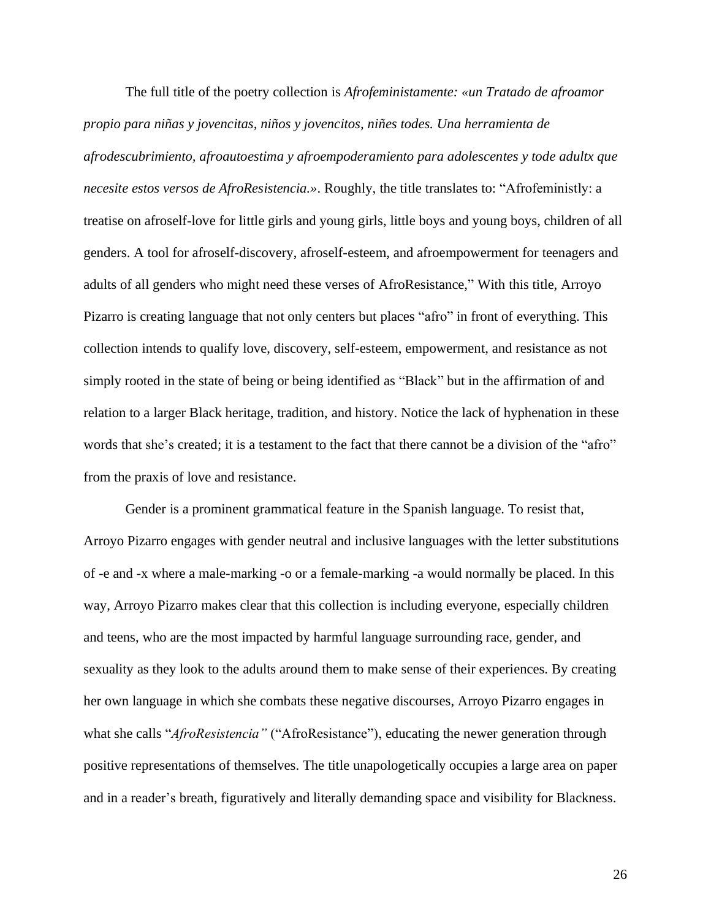The full title of the poetry collection is *Afrofeministamente: «un Tratado de afroamor propio para niñas y jovencitas, niños y jovencitos, niñes todes. Una herramienta de afrodescubrimiento, afroautoestima y afroempoderamiento para adolescentes y tode adultx que necesite estos versos de AfroResistencia.»*. Roughly, the title translates to: "Afrofeministly: a treatise on afroself-love for little girls and young girls, little boys and young boys, children of all genders. A tool for afroself-discovery, afroself-esteem, and afroempowerment for teenagers and adults of all genders who might need these verses of AfroResistance," With this title, Arroyo Pizarro is creating language that not only centers but places "afro" in front of everything. This collection intends to qualify love, discovery, self-esteem, empowerment, and resistance as not simply rooted in the state of being or being identified as "Black" but in the affirmation of and relation to a larger Black heritage, tradition, and history. Notice the lack of hyphenation in these words that she's created; it is a testament to the fact that there cannot be a division of the "afro" from the praxis of love and resistance.

Gender is a prominent grammatical feature in the Spanish language. To resist that, Arroyo Pizarro engages with gender neutral and inclusive languages with the letter substitutions of -e and -x where a male-marking -o or a female-marking -a would normally be placed. In this way, Arroyo Pizarro makes clear that this collection is including everyone, especially children and teens, who are the most impacted by harmful language surrounding race, gender, and sexuality as they look to the adults around them to make sense of their experiences. By creating her own language in which she combats these negative discourses, Arroyo Pizarro engages in what she calls "*AfroResistencia"* ("AfroResistance"), educating the newer generation through positive representations of themselves. The title unapologetically occupies a large area on paper and in a reader's breath, figuratively and literally demanding space and visibility for Blackness.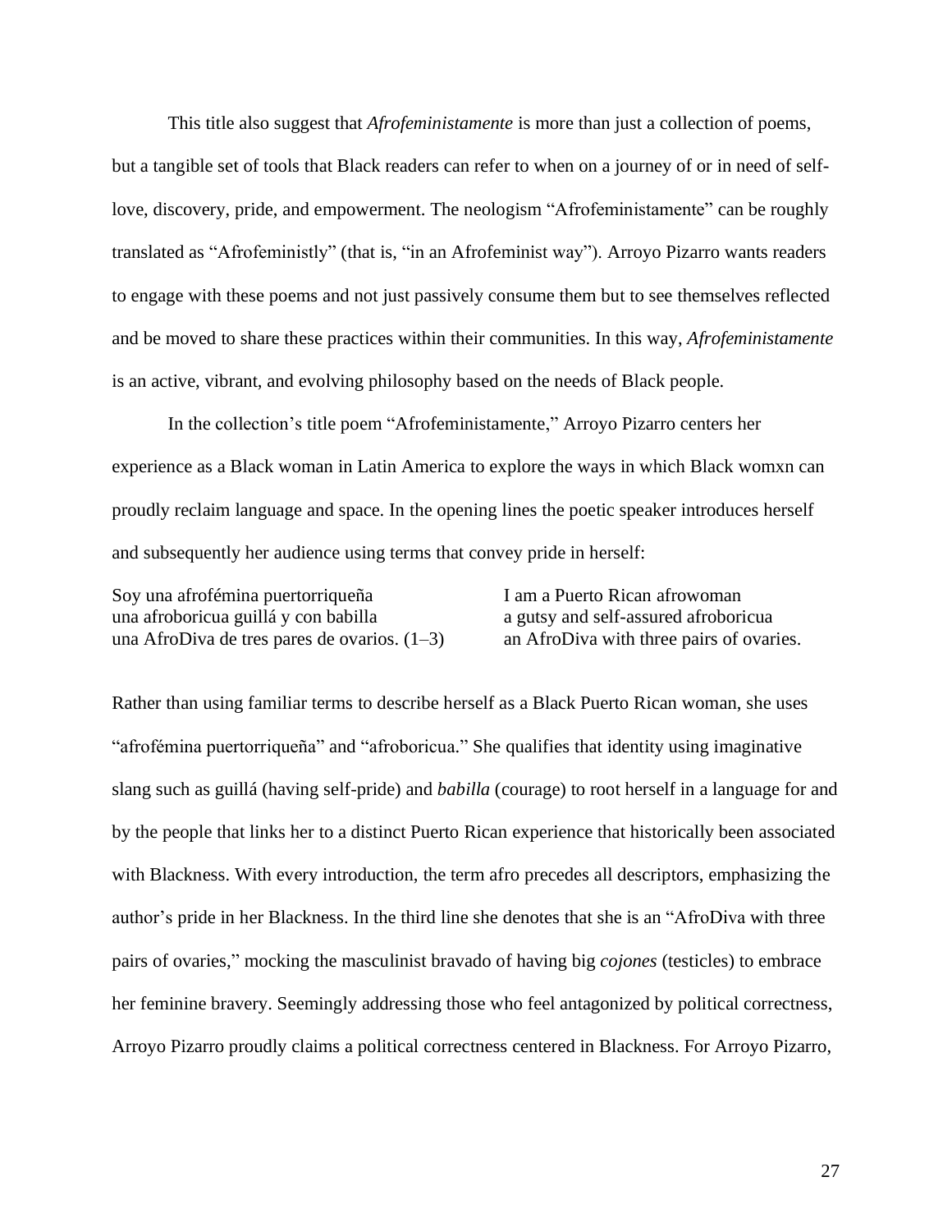This title also suggest that *Afrofeministamente* is more than just a collection of poems, but a tangible set of tools that Black readers can refer to when on a journey of or in need of self-love, discovery, pride, and empowerment. The neologism "Afrofeministamente" can be roughly translated as "Afrofeministly" (that is, "in an Afrofeminist way"). Arroyo Pizarro wants readers to engage with these poems and not just passively consume them but to see themselves reflected and be moved to share these practices within their communities. In this way, *Afrofeministamente* is an active, vibrant, and evolving philosophy based on the needs of Black people.

In the collection's title poem "Afrofeministamente," Arroyo Pizarro centers her experience as a Black woman in Latin America to explore the ways in which Black womxn can proudly reclaim language and space. In the opening lines the poetic speaker introduces herself and subsequently her audience using terms that convey pride in herself:

| | |
|---|---|
| Soy una afrofémina puertorriqueña | I am a Puerto Rican afrowoman |
| una afroboricua guillá y con babilla | a gutsy and self-assured afroboricua |
| una AfroDiva de tres pares de ovarios. (1–3) | an AfroDiva with three pairs of ovaries. |

Rather than using familiar terms to describe herself as a Black Puerto Rican woman, she uses "afrofémina puertorriqueña" and "afroboricua." She qualifies that identity using imaginative slang such as guillá (having self-pride) and *babilla* (courage) to root herself in a language for and by the people that links her to a distinct Puerto Rican experience that historically been associated with Blackness. With every introduction, the term afro precedes all descriptors, emphasizing the author's pride in her Blackness. In the third line she denotes that she is an "AfroDiva with three pairs of ovaries," mocking the masculinist bravado of having big *cojones* (testicles) to embrace her feminine bravery. Seemingly addressing those who feel antagonized by political correctness, Arroyo Pizarro proudly claims a political correctness centered in Blackness. For Arroyo Pizarro,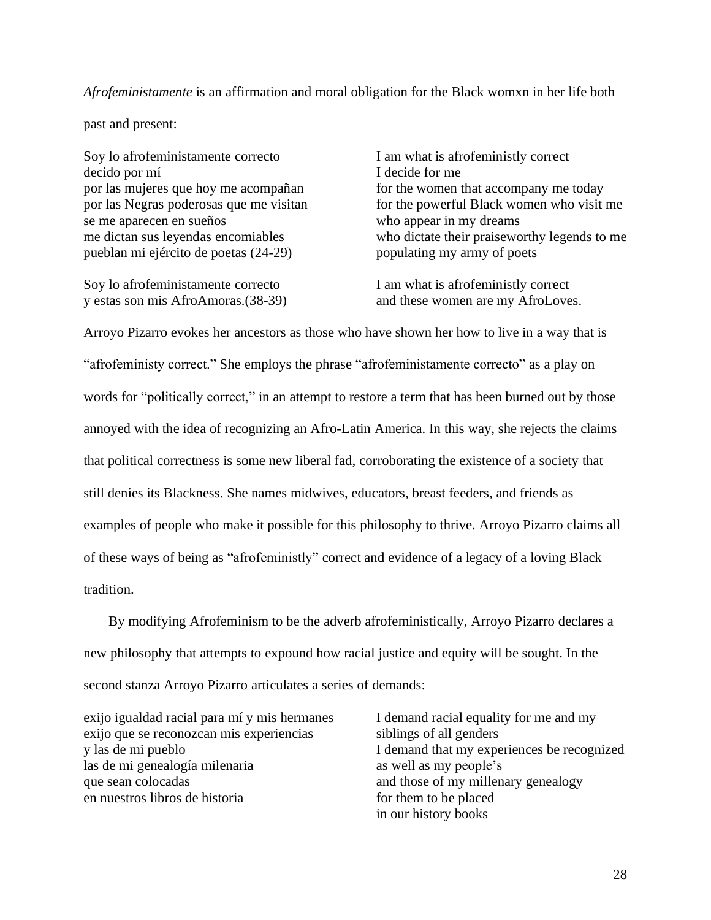*Afrofeministamente* is an affirmation and moral obligation for the Black womxn in her life both past and present:

| | |
|---|---|
| Soy lo afrofeministamente correcto<br>decido por mí<br>por las mujeres que hoy me acompañan<br>por las Negras poderosas que me visitan<br>se me aparecen en sueños<br>me dictan sus leyendas encomiables<br>pueblan mi ejército de poetas (24-29) | I am what is afrofeministly correct<br>I decide for me<br>for the women that accompany me today<br>for the powerful Black women who visit me<br>who appear in my dreams<br>who dictate their praiseworthy legends to me<br>populating my army of poets |
| Soy lo afrofeministamente correcto<br>y estas son mis AfroAmoras.(38-39) | I am what is afrofeministly correct<br>and these women are my AfroLoves. |

Arroyo Pizarro evokes her ancestors as those who have shown her how to live in a way that is "afrofeministy correct." She employs the phrase "afrofeministamente correcto" as a play on words for "politically correct," in an attempt to restore a term that has been burned out by those annoyed with the idea of recognizing an Afro-Latin America. In this way, she rejects the claims that political correctness is some new liberal fad, corroborating the existence of a society that still denies its Blackness. She names midwives, educators, breast feeders, and friends as examples of people who make it possible for this philosophy to thrive. Arroyo Pizarro claims all of these ways of being as "afrofeministly" correct and evidence of a legacy of a loving Black tradition.

By modifying Afrofeminism to be the adverb afrofeministically, Arroyo Pizarro declares a new philosophy that attempts to expound how racial justice and equity will be sought. In the second stanza Arroyo Pizarro articulates a series of demands:

| | |
|---|---|
| exijo igualdad racial para mí y mis hermanes<br>exijo que se reconozcan mis experiencias<br>y las de mi pueblo<br>las de mi genealogía milenaria<br>que sean colocadas<br>en nuestros libros de historia | I demand racial equality for me and my siblings of all genders<br>I demand that my experiences be recognized<br>as well as my people's<br>and those of my millenary genealogy<br>for them to be placed<br>in our history books |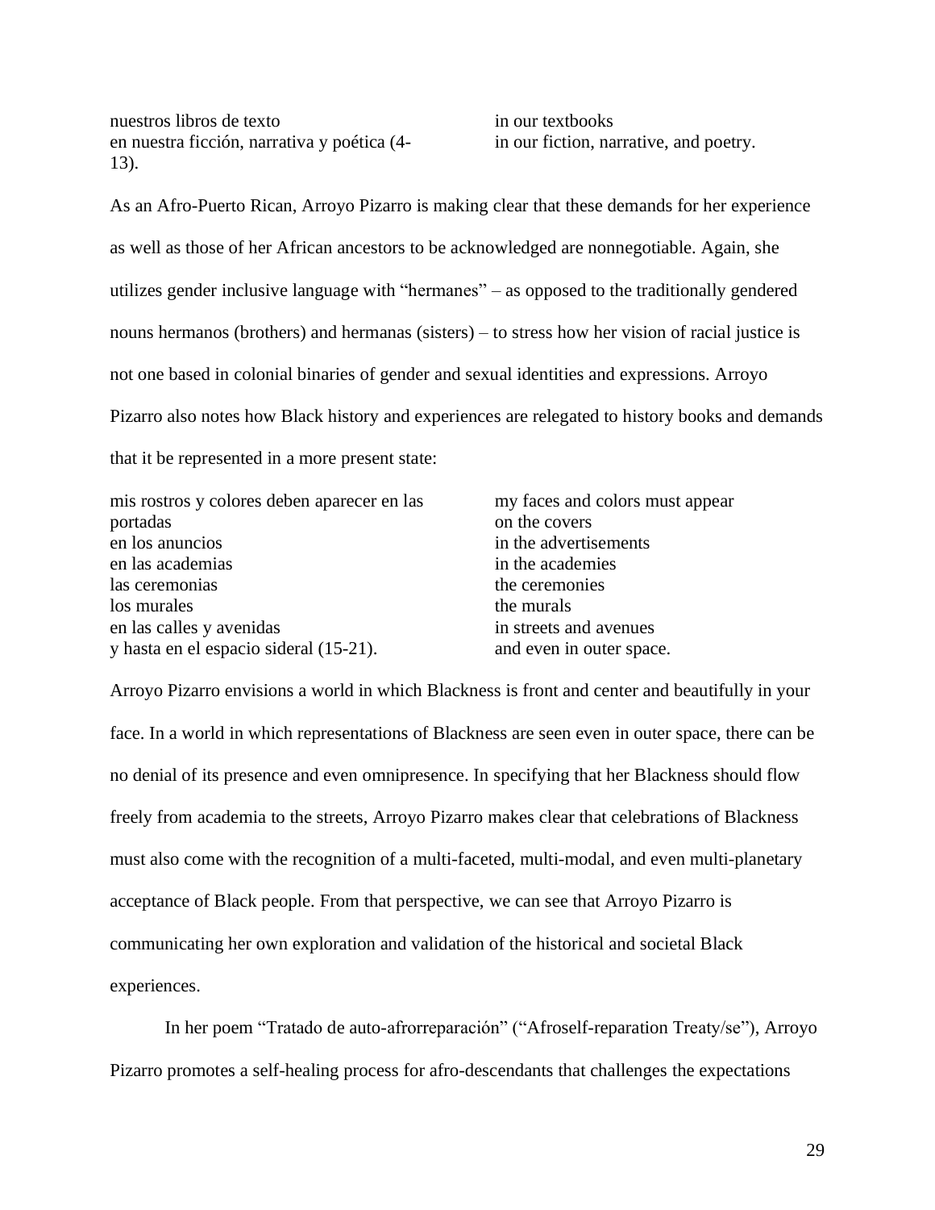| | |
|---|---|
| nuestros libros de texto | in our textbooks |
| en nuestra ficción, narrativa y poética (4-13). | in our fiction, narrative, and poetry. |

As an Afro-Puerto Rican, Arroyo Pizarro is making clear that these demands for her experience as well as those of her African ancestors to be acknowledged are nonnegotiable. Again, she utilizes gender inclusive language with "hermanes" – as opposed to the traditionally gendered nouns hermanos (brothers) and hermanas (sisters) – to stress how her vision of racial justice is not one based in colonial binaries of gender and sexual identities and expressions. Arroyo Pizarro also notes how Black history and experiences are relegated to history books and demands that it be represented in a more present state:

| | |
|---|---|
| mis rostros y colores deben aparecer en las portadas | my faces and colors must appear on the covers |
| en los anuncios | in the advertisements |
| en las academias | in the academies |
| las ceremonias | the ceremonies |
| los murales | the murals |
| en las calles y avenidas | in streets and avenues |
| y hasta en el espacio sideral (15-21). | and even in outer space. |

Arroyo Pizarro envisions a world in which Blackness is front and center and beautifully in your face. In a world in which representations of Blackness are seen even in outer space, there can be no denial of its presence and even omnipresence. In specifying that her Blackness should flow freely from academia to the streets, Arroyo Pizarro makes clear that celebrations of Blackness must also come with the recognition of a multi-faceted, multi-modal, and even multi-planetary acceptance of Black people. From that perspective, we can see that Arroyo Pizarro is communicating her own exploration and validation of the historical and societal Black experiences.

In her poem "Tratado de auto-afrorreparación" ("Afroself-reparation Treaty/se"), Arroyo Pizarro promotes a self-healing process for afro-descendants that challenges the expectations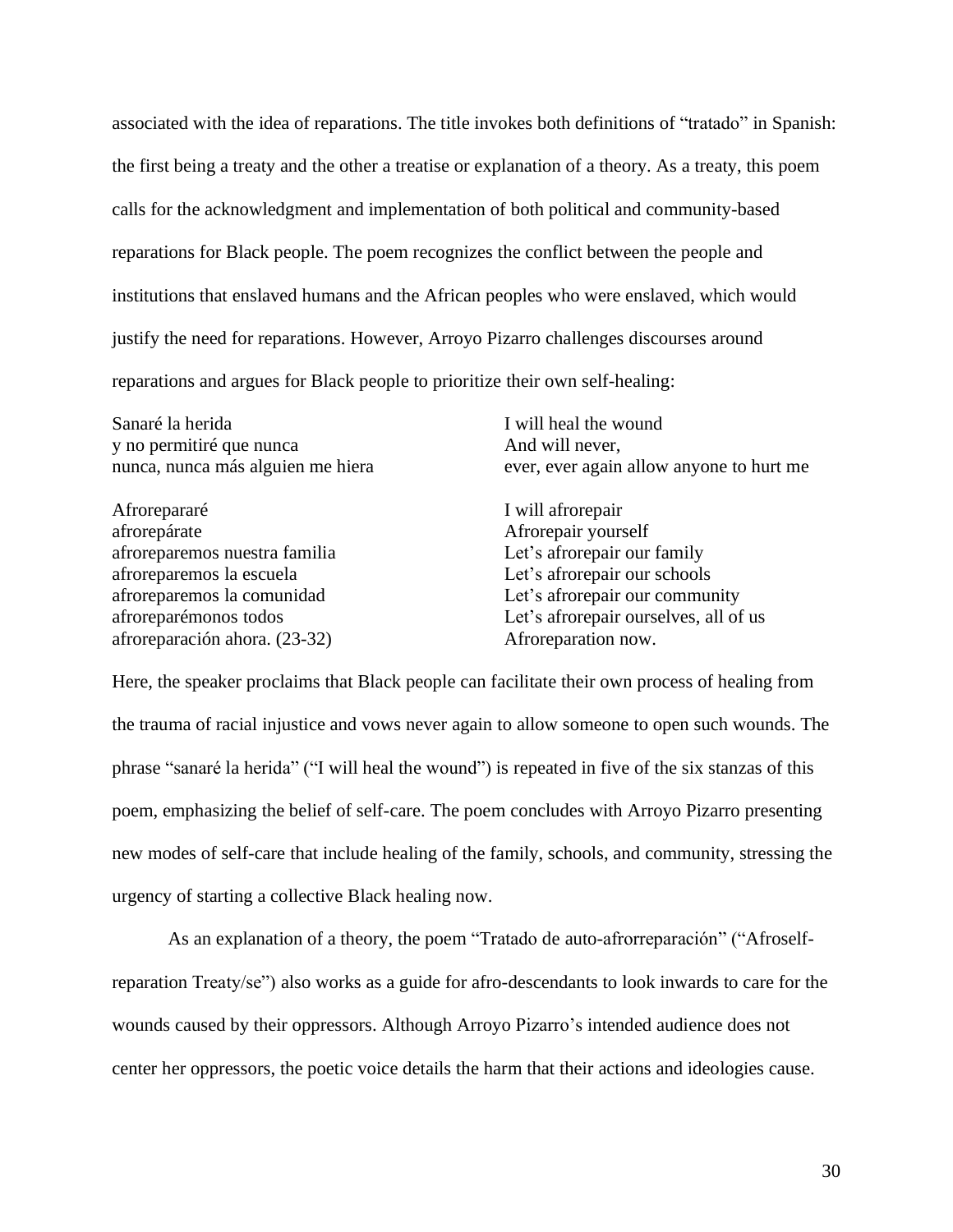associated with the idea of reparations. The title invokes both definitions of "tratado" in Spanish: the first being a treaty and the other a treatise or explanation of a theory. As a treaty, this poem calls for the acknowledgment and implementation of both political and community-based reparations for Black people. The poem recognizes the conflict between the people and institutions that enslaved humans and the African peoples who were enslaved, which would justify the need for reparations. However, Arroyo Pizarro challenges discourses around reparations and argues for Black people to prioritize their own self-healing:

| | |
|---|---|
| Sanaré la herida<br>y no permitiré que nunca<br>nunca, nunca más alguien me hiera | I will heal the wound<br>And will never,<br>ever, ever again allow anyone to hurt me |
| Afrorepararé<br>afrorepárate<br>afroreparemos nuestra familia<br>afroreparemos la escuela<br>afroreparemos la comunidad<br>afroreparémonos todos<br>afroreparación ahora. (23-32) | I will afrorepair<br>Afrorepair yourself<br>Let's afrorepair our family<br>Let's afrorepair our schools<br>Let's afrorepair our community<br>Let's afrorepair ourselves, all of us<br>Afroreparation now. |

Here, the speaker proclaims that Black people can facilitate their own process of healing from the trauma of racial injustice and vows never again to allow someone to open such wounds. The phrase "sanaré la herida" ("I will heal the wound") is repeated in five of the six stanzas of this poem, emphasizing the belief of self-care. The poem concludes with Arroyo Pizarro presenting new modes of self-care that include healing of the family, schools, and community, stressing the urgency of starting a collective Black healing now.

As an explanation of a theory, the poem "Tratado de auto-afrorreparación" ("Afroself-reparation Treaty/se") also works as a guide for afro-descendants to look inwards to care for the wounds caused by their oppressors. Although Arroyo Pizarro's intended audience does not center her oppressors, the poetic voice details the harm that their actions and ideologies cause.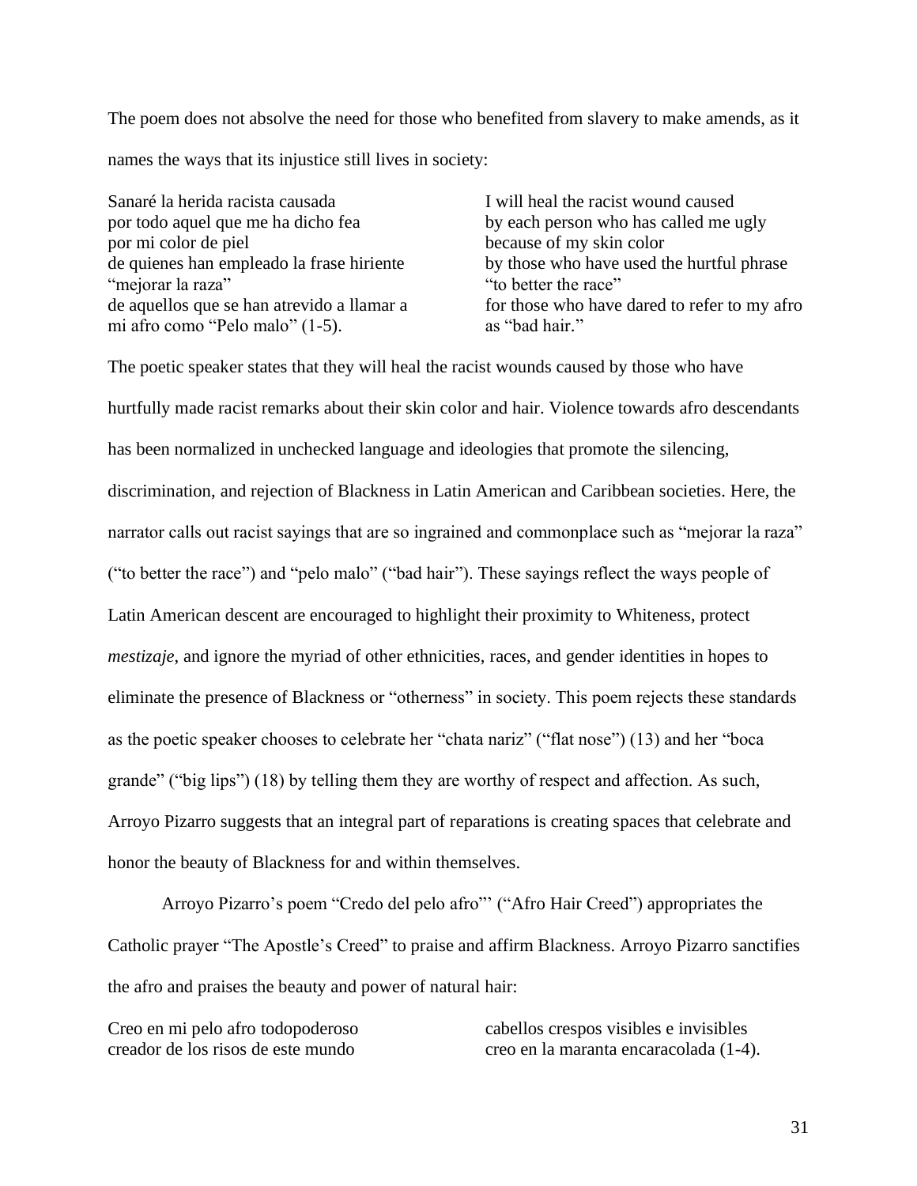The poem does not absolve the need for those who benefited from slavery to make amends, as it names the ways that its injustice still lives in society:

| | |
|---|---|
| Sanaré la herida racista causada | I will heal the racist wound caused |
| por todo aquel que me ha dicho fea | by each person who has called me ugly |
| por mi color de piel | because of my skin color |
| de quienes han empleado la frase hiriente | by those who have used the hurtful phrase |
| "mejorar la raza" | "to better the race" |
| de aquellos que se han atrevido a llamar a | for those who have dared to refer to my afro |
| mi afro como "Pelo malo" (1-5). | as "bad hair." |

The poetic speaker states that they will heal the racist wounds caused by those who have hurtfully made racist remarks about their skin color and hair. Violence towards afro descendants has been normalized in unchecked language and ideologies that promote the silencing, discrimination, and rejection of Blackness in Latin American and Caribbean societies. Here, the narrator calls out racist sayings that are so ingrained and commonplace such as "mejorar la raza" ("to better the race") and "pelo malo" ("bad hair"). These sayings reflect the ways people of Latin American descent are encouraged to highlight their proximity to Whiteness, protect *mestizaje*, and ignore the myriad of other ethnicities, races, and gender identities in hopes to eliminate the presence of Blackness or "otherness" in society. This poem rejects these standards as the poetic speaker chooses to celebrate her "chata nariz" ("flat nose") (13) and her "boca grande" ("big lips") (18) by telling them they are worthy of respect and affection. As such, Arroyo Pizarro suggests that an integral part of reparations is creating spaces that celebrate and honor the beauty of Blackness for and within themselves.

Arroyo Pizarro's poem "Credo del pelo afro"' ("Afro Hair Creed") appropriates the Catholic prayer "The Apostle's Creed" to praise and affirm Blackness. Arroyo Pizarro sanctifies the afro and praises the beauty and power of natural hair:

| | |
|---|---|
| Creo en mi pelo afro todopoderoso | cabellos crespos visibles e invisibles |
| creador de los risos de este mundo | creo en la maranta encaracolada (1-4). |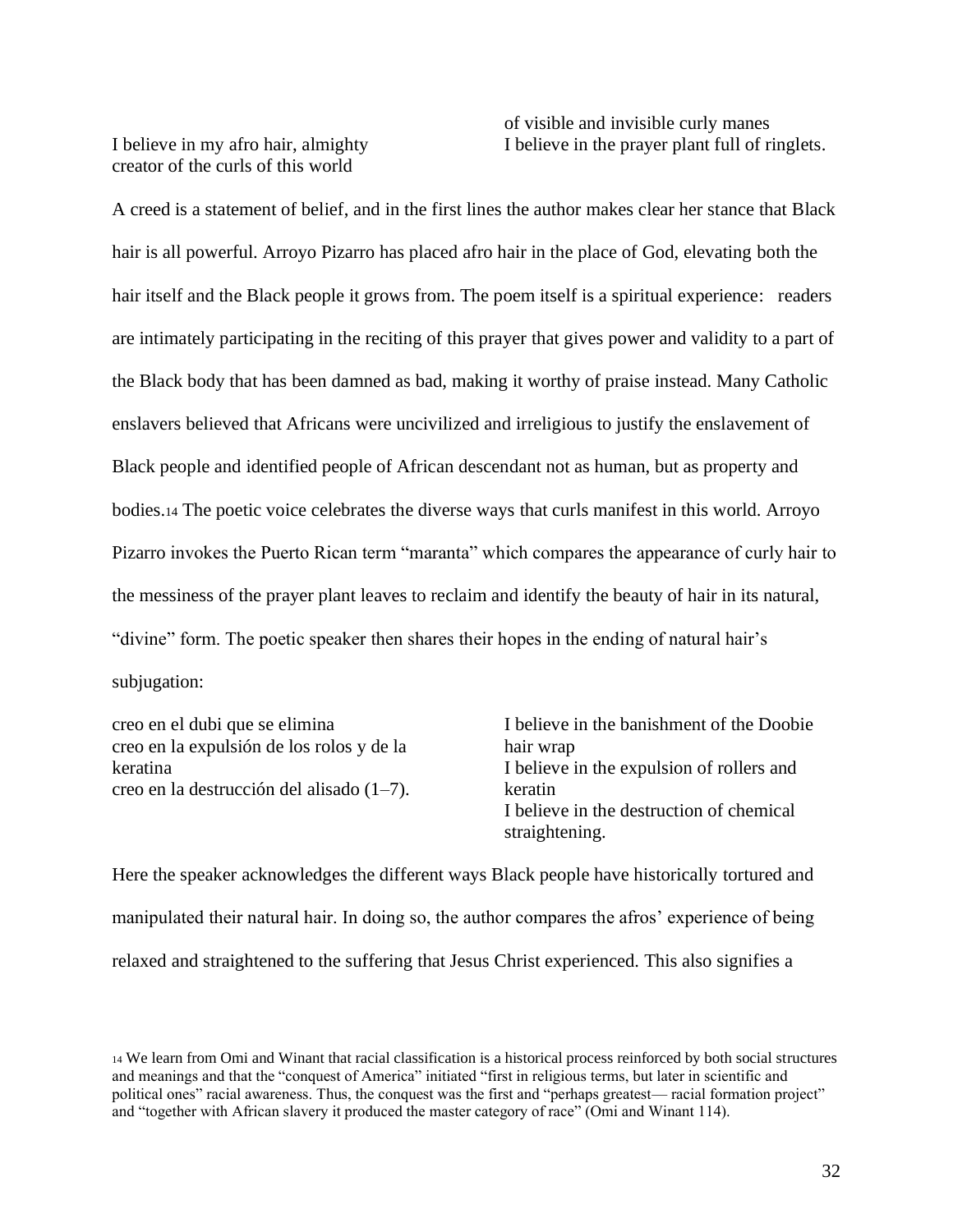I believe in my afro hair, almighty
creator of the curls of this world
of visible and invisible curly manes
I believe in the prayer plant full of ringlets.

A creed is a statement of belief, and in the first lines the author makes clear her stance that Black hair is all powerful. Arroyo Pizarro has placed afro hair in the place of God, elevating both the hair itself and the Black people it grows from. The poem itself is a spiritual experience: readers are intimately participating in the reciting of this prayer that gives power and validity to a part of the Black body that has been damned as bad, making it worthy of praise instead. Many Catholic enslavers believed that Africans were uncivilized and irreligious to justify the enslavement of Black people and identified people of African descendant not as human, but as property and bodies.[14] The poetic voice celebrates the diverse ways that curls manifest in this world. Arroyo Pizarro invokes the Puerto Rican term "maranta" which compares the appearance of curly hair to the messiness of the prayer plant leaves to reclaim and identify the beauty of hair in its natural, "divine" form. The poetic speaker then shares their hopes in the ending of natural hair's subjugation:

creo en el dubi que se elimina
creo en la expulsión de los rolos y de la keratina
creo en la destrucción del alisado (1–7).

I believe in the banishment of the Doobie hair wrap
I believe in the expulsion of rollers and keratin
I believe in the destruction of chemical straightening.

Here the speaker acknowledges the different ways Black people have historically tortured and manipulated their natural hair. In doing so, the author compares the afros' experience of being relaxed and straightened to the suffering that Jesus Christ experienced. This also signifies a

[14] We learn from Omi and Winant that racial classification is a historical process reinforced by both social structures and meanings and that the "conquest of America" initiated "first in religious terms, but later in scientific and political ones" racial awareness. Thus, the conquest was the first and "perhaps greatest— racial formation project" and "together with African slavery it produced the master category of race" (Omi and Winant 114).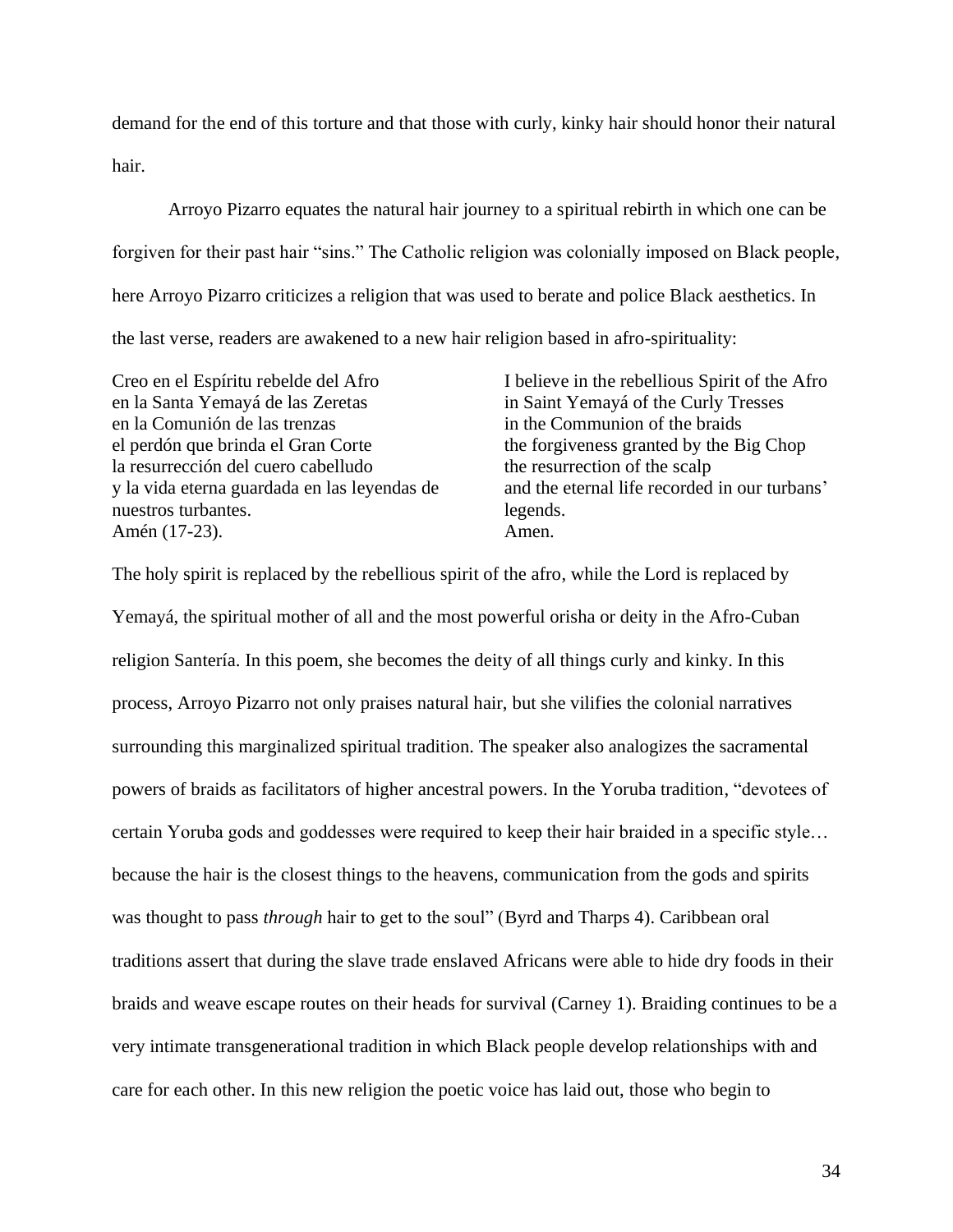demand for the end of this torture and that those with curly, kinky hair should honor their natural hair.

Arroyo Pizarro equates the natural hair journey to a spiritual rebirth in which one can be forgiven for their past hair "sins." The Catholic religion was colonially imposed on Black people, here Arroyo Pizarro criticizes a religion that was used to berate and police Black aesthetics. In the last verse, readers are awakened to a new hair religion based in afro-spirituality:

| | |
|---|---|
| Creo en el Espíritu rebelde del Afro | I believe in the rebellious Spirit of the Afro |
| en la Santa Yemayá de las Zeretas | in Saint Yemayá of the Curly Tresses |
| en la Comunión de las trenzas | in the Communion of the braids |
| el perdón que brinda el Gran Corte | the forgiveness granted by the Big Chop |
| la resurrección del cuero cabelludo | the resurrection of the scalp |
| y la vida eterna guardada en las leyendas de nuestros turbantes. | and the eternal life recorded in our turbans' legends. |
| Amén (17-23). | Amen. |

The holy spirit is replaced by the rebellious spirit of the afro, while the Lord is replaced by Yemayá, the spiritual mother of all and the most powerful orisha or deity in the Afro-Cuban religion Santería. In this poem, she becomes the deity of all things curly and kinky. In this process, Arroyo Pizarro not only praises natural hair, but she vilifies the colonial narratives surrounding this marginalized spiritual tradition. The speaker also analogizes the sacramental powers of braids as facilitators of higher ancestral powers. In the Yoruba tradition, "devotees of certain Yoruba gods and goddesses were required to keep their hair braided in a specific style… because the hair is the closest things to the heavens, communication from the gods and spirits was thought to pass *through* hair to get to the soul" (Byrd and Tharps 4). Caribbean oral traditions assert that during the slave trade enslaved Africans were able to hide dry foods in their braids and weave escape routes on their heads for survival (Carney 1). Braiding continues to be a very intimate transgenerational tradition in which Black people develop relationships with and care for each other. In this new religion the poetic voice has laid out, those who begin to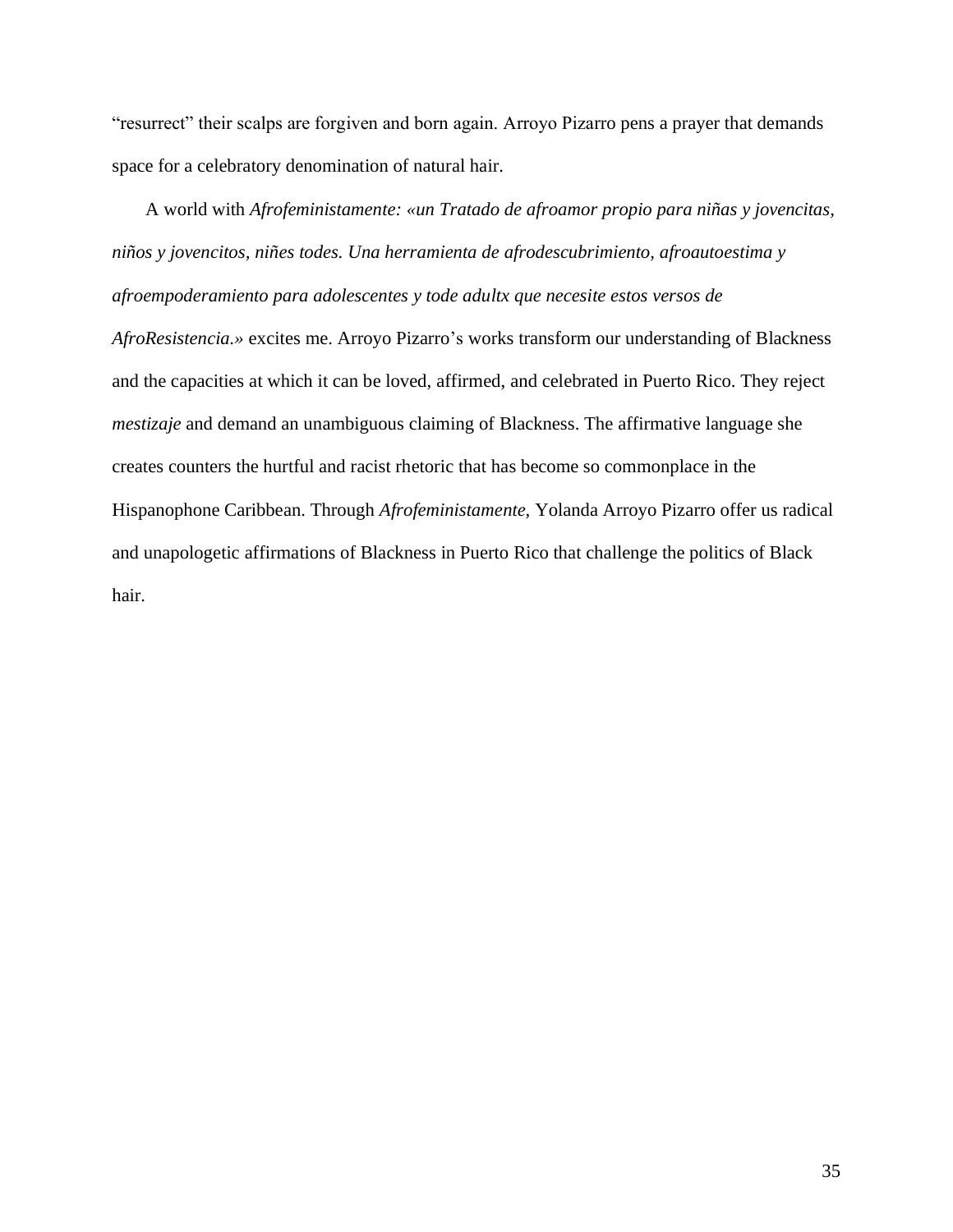"resurrect" their scalps are forgiven and born again. Arroyo Pizarro pens a prayer that demands space for a celebratory denomination of natural hair.

A world with *Afrofeministamente: «un Tratado de afroamor propio para niñas y jovencitas, niños y jovencitos, niñes todes. Una herramienta de afrodescubrimiento, afroautoestima y afroempoderamiento para adolescentes y tode adultx que necesite estos versos de AfroResistencia.»* excites me. Arroyo Pizarro's works transform our understanding of Blackness and the capacities at which it can be loved, affirmed, and celebrated in Puerto Rico. They reject *mestizaje* and demand an unambiguous claiming of Blackness. The affirmative language she creates counters the hurtful and racist rhetoric that has become so commonplace in the Hispanophone Caribbean. Through *Afrofeministamente*, Yolanda Arroyo Pizarro offer us radical and unapologetic affirmations of Blackness in Puerto Rico that challenge the politics of Black hair.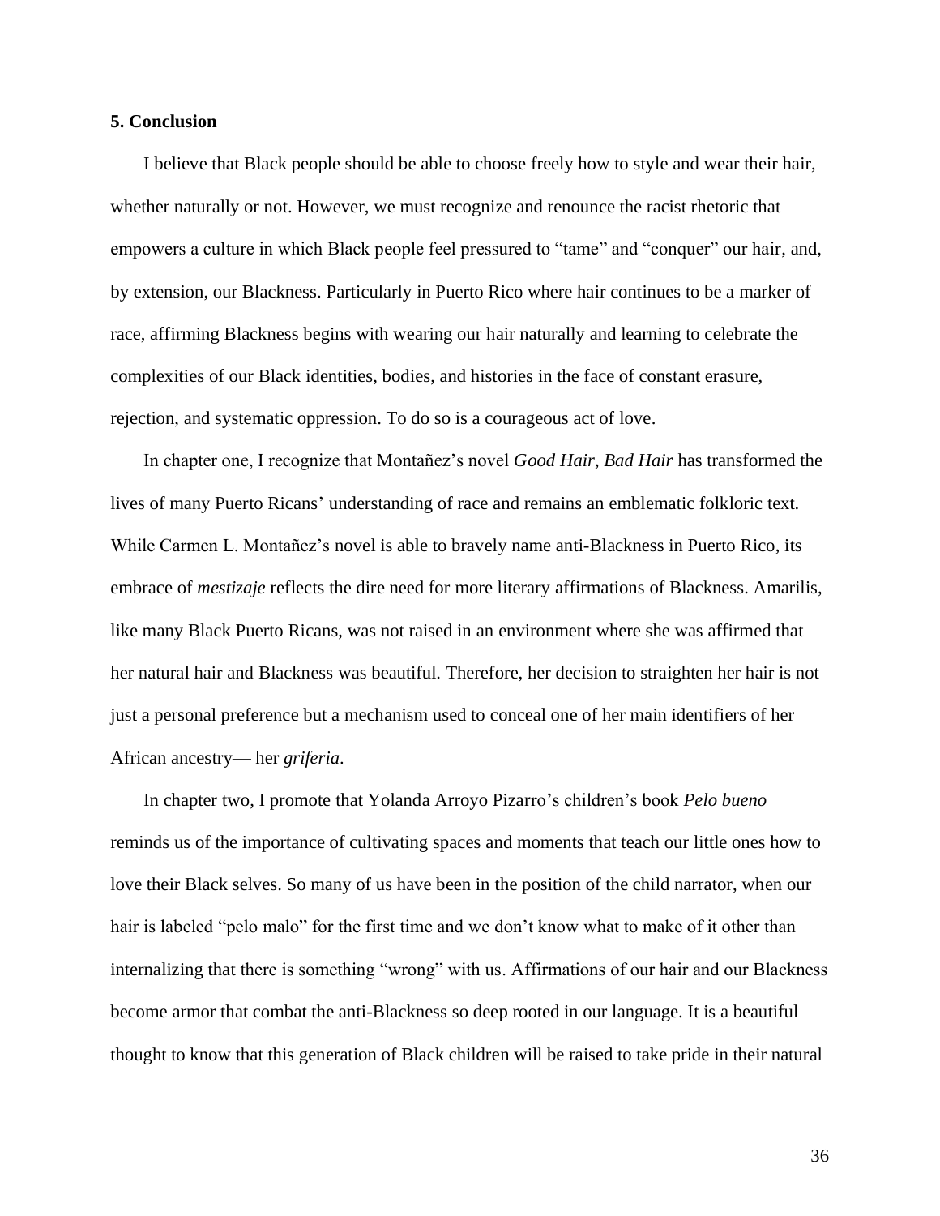## 5. Conclusion

I believe that Black people should be able to choose freely how to style and wear their hair, whether naturally or not. However, we must recognize and renounce the racist rhetoric that empowers a culture in which Black people feel pressured to "tame" and "conquer" our hair, and, by extension, our Blackness. Particularly in Puerto Rico where hair continues to be a marker of race, affirming Blackness begins with wearing our hair naturally and learning to celebrate the complexities of our Black identities, bodies, and histories in the face of constant erasure, rejection, and systematic oppression. To do so is a courageous act of love.

In chapter one, I recognize that Montañez's novel *Good Hair, Bad Hair* has transformed the lives of many Puerto Ricans' understanding of race and remains an emblematic folkloric text. While Carmen L. Montañez's novel is able to bravely name anti-Blackness in Puerto Rico, its embrace of *mestizaje* reflects the dire need for more literary affirmations of Blackness. Amarilis, like many Black Puerto Ricans, was not raised in an environment where she was affirmed that her natural hair and Blackness was beautiful. Therefore, her decision to straighten her hair is not just a personal preference but a mechanism used to conceal one of her main identifiers of her African ancestry— her *griferia*.

In chapter two, I promote that Yolanda Arroyo Pizarro's children's book *Pelo bueno* reminds us of the importance of cultivating spaces and moments that teach our little ones how to love their Black selves. So many of us have been in the position of the child narrator, when our hair is labeled "pelo malo" for the first time and we don't know what to make of it other than internalizing that there is something "wrong" with us. Affirmations of our hair and our Blackness become armor that combat the anti-Blackness so deep rooted in our language. It is a beautiful thought to know that this generation of Black children will be raised to take pride in their natural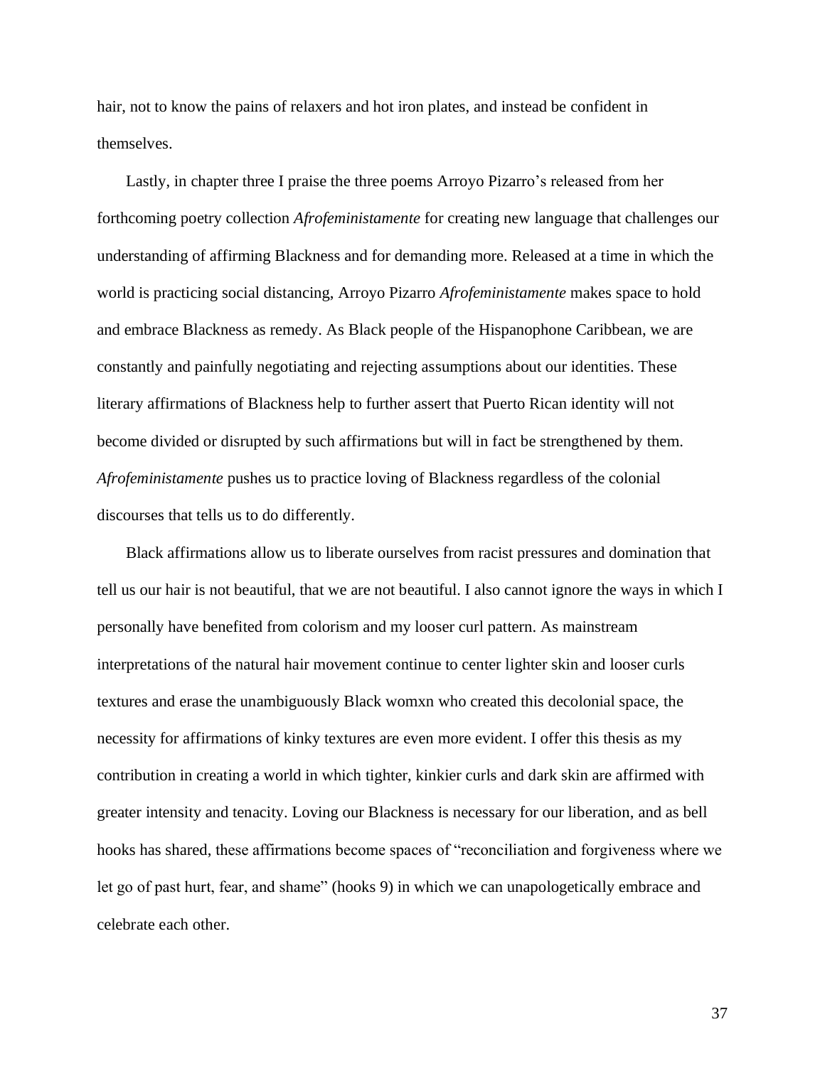hair, not to know the pains of relaxers and hot iron plates, and instead be confident in themselves.

Lastly, in chapter three I praise the three poems Arroyo Pizarro's released from her forthcoming poetry collection *Afrofeministamente* for creating new language that challenges our understanding of affirming Blackness and for demanding more. Released at a time in which the world is practicing social distancing, Arroyo Pizarro *Afrofeministamente* makes space to hold and embrace Blackness as remedy. As Black people of the Hispanophone Caribbean, we are constantly and painfully negotiating and rejecting assumptions about our identities. These literary affirmations of Blackness help to further assert that Puerto Rican identity will not become divided or disrupted by such affirmations but will in fact be strengthened by them. *Afrofeministamente* pushes us to practice loving of Blackness regardless of the colonial discourses that tells us to do differently.

Black affirmations allow us to liberate ourselves from racist pressures and domination that tell us our hair is not beautiful, that we are not beautiful. I also cannot ignore the ways in which I personally have benefited from colorism and my looser curl pattern. As mainstream interpretations of the natural hair movement continue to center lighter skin and looser curls textures and erase the unambiguously Black womxn who created this decolonial space, the necessity for affirmations of kinky textures are even more evident. I offer this thesis as my contribution in creating a world in which tighter, kinkier curls and dark skin are affirmed with greater intensity and tenacity. Loving our Blackness is necessary for our liberation, and as bell hooks has shared, these affirmations become spaces of "reconciliation and forgiveness where we let go of past hurt, fear, and shame" (hooks 9) in which we can unapologetically embrace and celebrate each other.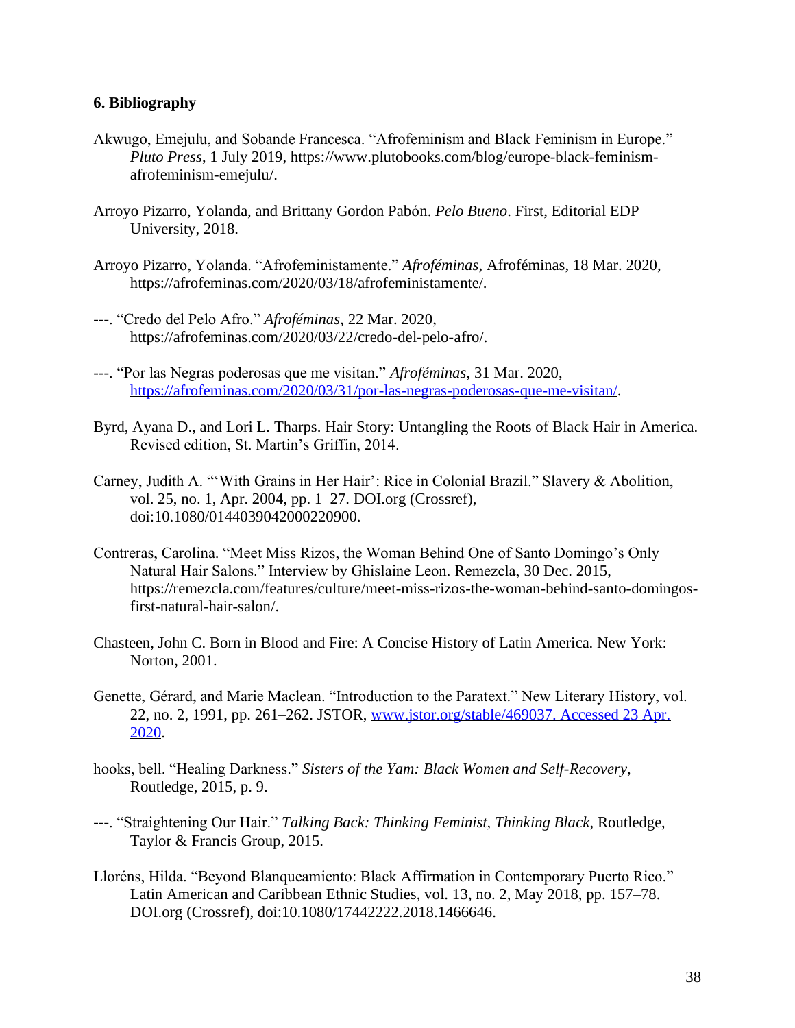### 6. Bibliography

Akwugo, Emejulu, and Sobande Francesca. “Afrofeminism and Black Feminism in Europe.” *Pluto Press*, 1 July 2019, https://www.plutobooks.com/blog/europe-black-feminism-afrofeminism-emejulu/.

Arroyo Pizarro, Yolanda, and Brittany Gordon Pabón. *Pelo Bueno*. First, Editorial EDP University, 2018.

Arroyo Pizarro, Yolanda. “Afrofeministamente.” *Afroféminas*, Afroféminas, 18 Mar. 2020, https://afrofeminas.com/2020/03/18/afrofeministamente/.

---. “Credo del Pelo Afro.” *Afroféminas*, 22 Mar. 2020, https://afrofeminas.com/2020/03/22/credo-del-pelo-afro/.

---. “Por las Negras poderosas que me visitan.” *Afroféminas*, 31 Mar. 2020, https://afrofeminas.com/2020/03/31/por-las-negras-poderosas-que-me-visitan/.

Byrd, Ayana D., and Lori L. Tharps. Hair Story: Untangling the Roots of Black Hair in America. Revised edition, St. Martin’s Griffin, 2014.

Carney, Judith A. “‘With Grains in Her Hair’: Rice in Colonial Brazil.” Slavery & Abolition, vol. 25, no. 1, Apr. 2004, pp. 1–27. DOI.org (Crossref), doi:10.1080/0144039042000220900.

Contreras, Carolina. “Meet Miss Rizos, the Woman Behind One of Santo Domingo’s Only Natural Hair Salons.” Interview by Ghislaine Leon. Remezcla, 30 Dec. 2015, https://remezcla.com/features/culture/meet-miss-rizos-the-woman-behind-santo-domingos-first-natural-hair-salon/.

Chasteen, John C. Born in Blood and Fire: A Concise History of Latin America. New York: Norton, 2001.

Genette, Gérard, and Marie Maclean. “Introduction to the Paratext.” New Literary History, vol. 22, no. 2, 1991, pp. 261–262. JSTOR, www.jstor.org/stable/469037. Accessed 23 Apr. 2020.

hooks, bell. “Healing Darkness.” *Sisters of the Yam: Black Women and Self-Recovery*, Routledge, 2015, p. 9.

---. “Straightening Our Hair.” *Talking Back: Thinking Feminist, Thinking Black*, Routledge, Taylor & Francis Group, 2015.

Lloréns, Hilda. “Beyond Blanqueamiento: Black Affirmation in Contemporary Puerto Rico.” Latin American and Caribbean Ethnic Studies, vol. 13, no. 2, May 2018, pp. 157–78. DOI.org (Crossref), doi:10.1080/17442222.2018.1466646.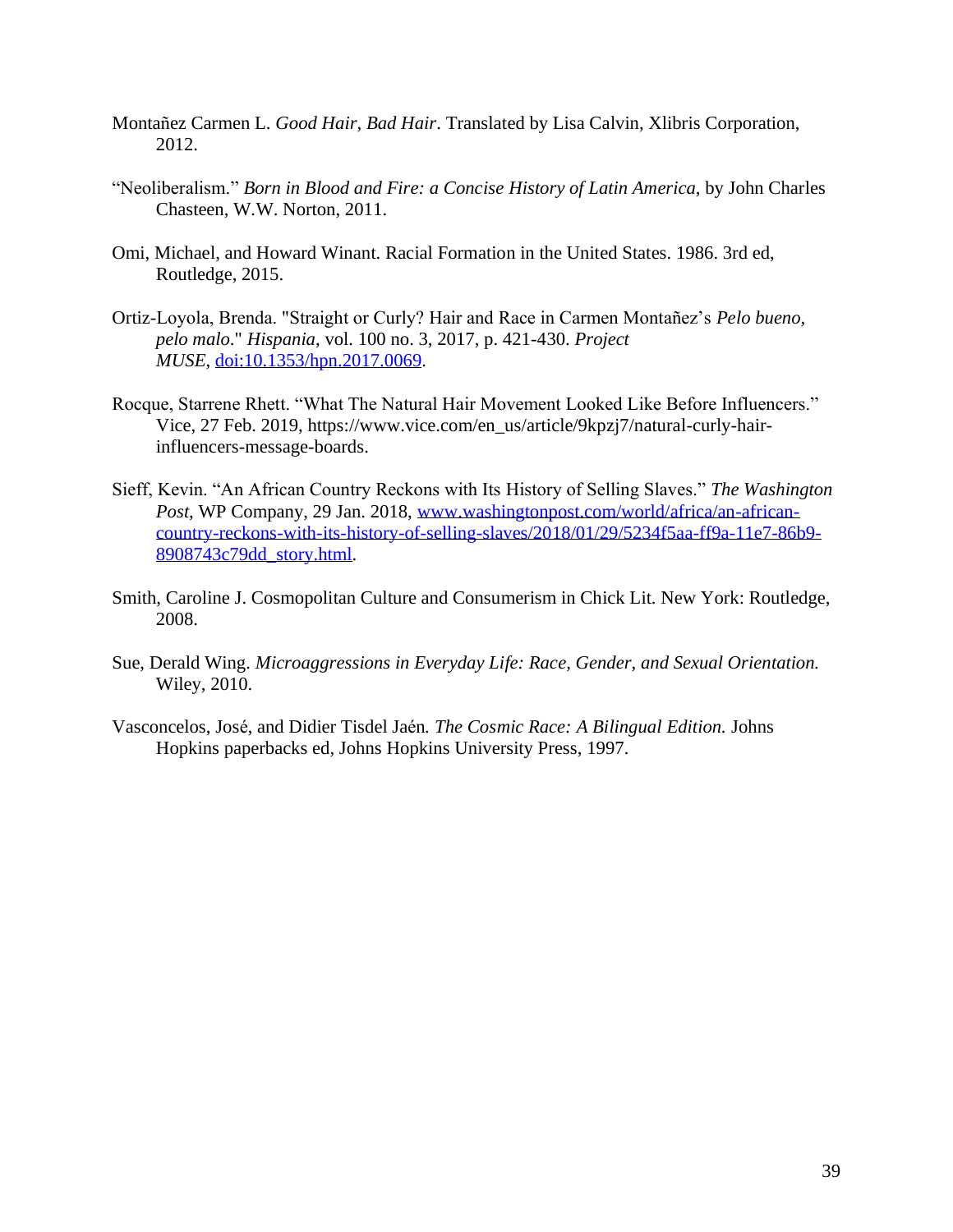Montañez Carmen L. *Good Hair, Bad Hair*. Translated by Lisa Calvin, Xlibris Corporation, 2012.

"Neoliberalism." *Born in Blood and Fire: a Concise History of Latin America*, by John Charles Chasteen, W.W. Norton, 2011.

Omi, Michael, and Howard Winant. Racial Formation in the United States. 1986. 3rd ed, Routledge, 2015.

Ortiz-Loyola, Brenda. "Straight or Curly? Hair and Race in Carmen Montañez's *Pelo bueno, pelo malo*." *Hispania,* vol. 100 no. 3, 2017, p. 421-430. *Project MUSE*, doi:10.1353/hpn.2017.0069.

Rocque, Starrene Rhett. "What The Natural Hair Movement Looked Like Before Influencers." Vice, 27 Feb. 2019, https://www.vice.com/en_us/article/9kpzj7/natural-curly-hair-influencers-message-boards.

Sieff, Kevin. "An African Country Reckons with Its History of Selling Slaves." *The Washington Post,* WP Company, 29 Jan. 2018, www.washingtonpost.com/world/africa/an-african-country-reckons-with-its-history-of-selling-slaves/2018/01/29/5234f5aa-ff9a-11e7-86b9-8908743c79dd_story.html.

Smith, Caroline J. Cosmopolitan Culture and Consumerism in Chick Lit. New York: Routledge, 2008.

Sue, Derald Wing. *Microaggressions in Everyday Life: Race, Gender, and Sexual Orientation.* Wiley, 2010.

Vasconcelos, José, and Didier Tisdel Jaén. *The Cosmic Race: A Bilingual Edition.* Johns Hopkins paperbacks ed, Johns Hopkins University Press, 1997.